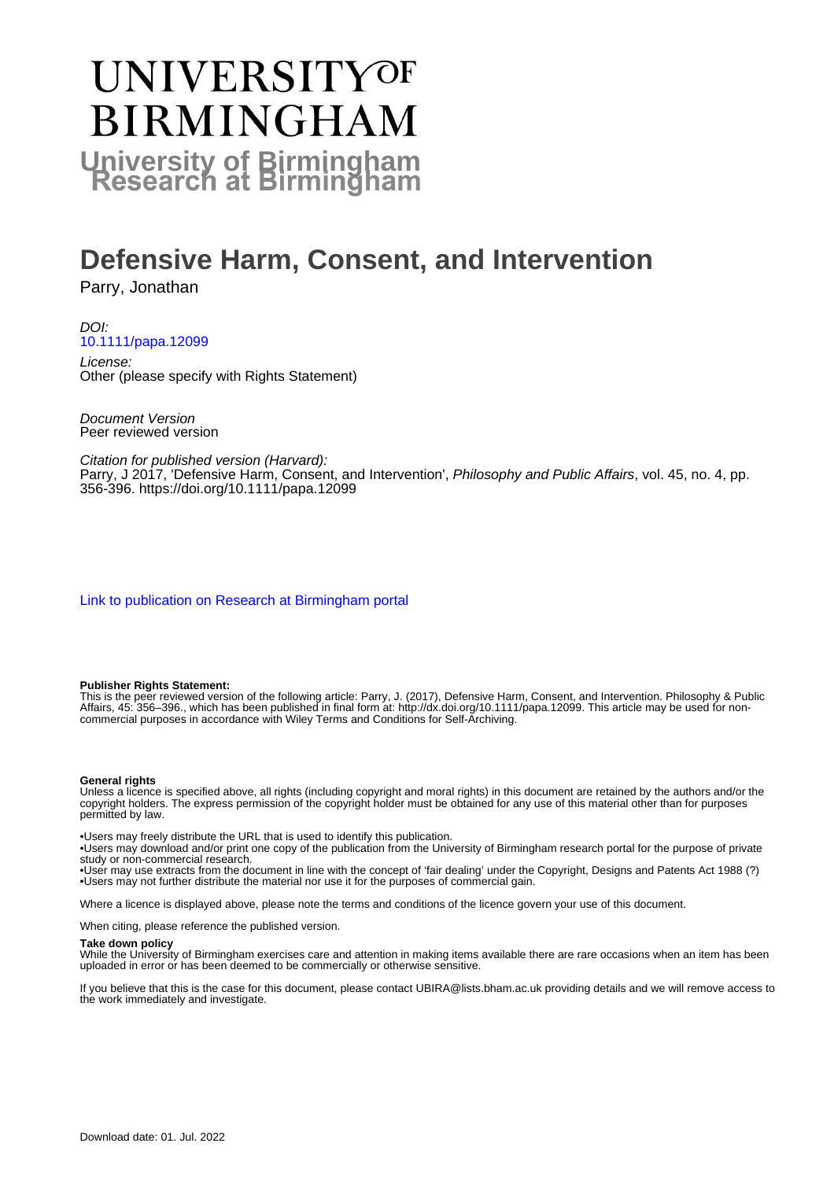# UNIVERSITY OF BIRMINGHAM

**University of Birmingham Research at Birmingham**

# Defensive Harm, Consent, and Intervention

Parry, Jonathan

*DOI:*
10.1111/papa.12099

*License:*
Other (please specify with Rights Statement)

*Document Version*
Peer reviewed version

*Citation for published version (Harvard):*
Parry, J 2017, 'Defensive Harm, Consent, and Intervention', *Philosophy and Public Affairs*, vol. 45, no. 4, pp. 356-396. https://doi.org/10.1111/papa.12099

Link to publication on Research at Birmingham portal

**Publisher Rights Statement:**
This is the peer reviewed version of the following article: Parry, J. (2017), Defensive Harm, Consent, and Intervention. Philosophy & Public Affairs, 45: 356–396., which has been published in final form at: http://dx.doi.org/10.1111/papa.12099. This article may be used for non-commercial purposes in accordance with Wiley Terms and Conditions for Self-Archiving.

**General rights**
Unless a licence is specified above, all rights (including copyright and moral rights) in this document are retained by the authors and/or the copyright holders. The express permission of the copyright holder must be obtained for any use of this material other than for purposes permitted by law.

•Users may freely distribute the URL that is used to identify this publication.
•Users may download and/or print one copy of the publication from the University of Birmingham research portal for the purpose of private study or non-commercial research.
•User may use extracts from the document in line with the concept of 'fair dealing' under the Copyright, Designs and Patents Act 1988 (?)
•Users may not further distribute the material nor use it for the purposes of commercial gain.

Where a licence is displayed above, please note the terms and conditions of the licence govern your use of this document.

When citing, please reference the published version.

**Take down policy**
While the University of Birmingham exercises care and attention in making items available there are rare occasions when an item has been uploaded in error or has been deemed to be commercially or otherwise sensitive.

If you believe that this is the case for this document, please contact UBIRA@lists.bham.ac.uk providing details and we will remove access to the work immediately and investigate.

Download date: 01. Jul. 2022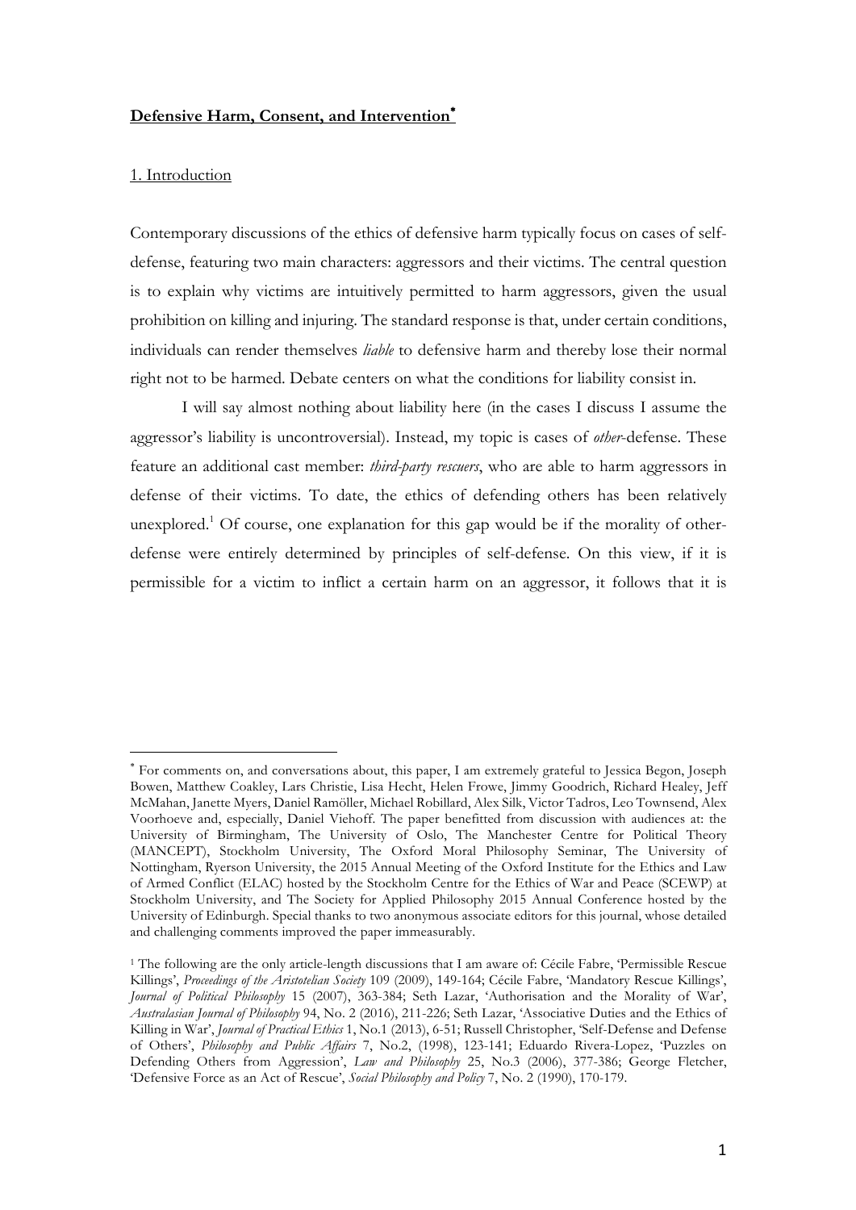**Defensive Harm, Consent, and Intervention***

## 1. Introduction

Contemporary discussions of the ethics of defensive harm typically focus on cases of self-defense, featuring two main characters: aggressors and their victims. The central question is to explain why victims are intuitively permitted to harm aggressors, given the usual prohibition on killing and injuring. The standard response is that, under certain conditions, individuals can render themselves *liable* to defensive harm and thereby lose their normal right not to be harmed. Debate centers on what the conditions for liability consist in.

I will say almost nothing about liability here (in the cases I discuss I assume the aggressor's liability is uncontroversial). Instead, my topic is cases of *other*-defense. These feature an additional cast member: *third-party rescuers*, who are able to harm aggressors in defense of their victims. To date, the ethics of defending others has been relatively unexplored.[1] Of course, one explanation for this gap would be if the morality of other-defense were entirely determined by principles of self-defense. On this view, if it is permissible for a victim to inflict a certain harm on an aggressor, it follows that it is

---

* For comments on, and conversations about, this paper, I am extremely grateful to Jessica Begon, Joseph Bowen, Matthew Coakley, Lars Christie, Lisa Hecht, Helen Frowe, Jimmy Goodrich, Richard Healey, Jeff McMahan, Janette Myers, Daniel Ramöller, Michael Robillard, Alex Silk, Victor Tadros, Leo Townsend, Alex Voorhoeve and, especially, Daniel Viehoff. The paper benefitted from discussion with audiences at: the University of Birmingham, The University of Oslo, The Manchester Centre for Political Theory (MANCEPT), Stockholm University, The Oxford Moral Philosophy Seminar, The University of Nottingham, Ryerson University, the 2015 Annual Meeting of the Oxford Institute for the Ethics and Law of Armed Conflict (ELAC) hosted by the Stockholm Centre for the Ethics of War and Peace (SCEWP) at Stockholm University, and The Society for Applied Philosophy 2015 Annual Conference hosted by the University of Edinburgh. Special thanks to two anonymous associate editors for this journal, whose detailed and challenging comments improved the paper immeasurably.

[1] The following are the only article-length discussions that I am aware of: Cécile Fabre, 'Permissible Rescue Killings', *Proceedings of the Aristotelian Society* 109 (2009), 149-164; Cécile Fabre, 'Mandatory Rescue Killings', *Journal of Political Philosophy* 15 (2007), 363-384; Seth Lazar, 'Authorisation and the Morality of War', *Australasian Journal of Philosophy* 94, No. 2 (2016), 211-226; Seth Lazar, 'Associative Duties and the Ethics of Killing in War', *Journal of Practical Ethics* 1, No.1 (2013), 6-51; Russell Christopher, 'Self-Defense and Defense of Others', *Philosophy and Public Affairs* 7, No.2, (1998), 123-141; Eduardo Rivera-Lopez, 'Puzzles on Defending Others from Aggression', *Law and Philosophy* 25, No.3 (2006), 377-386; George Fletcher, 'Defensive Force as an Act of Rescue', *Social Philosophy and Policy* 7, No. 2 (1990), 170-179.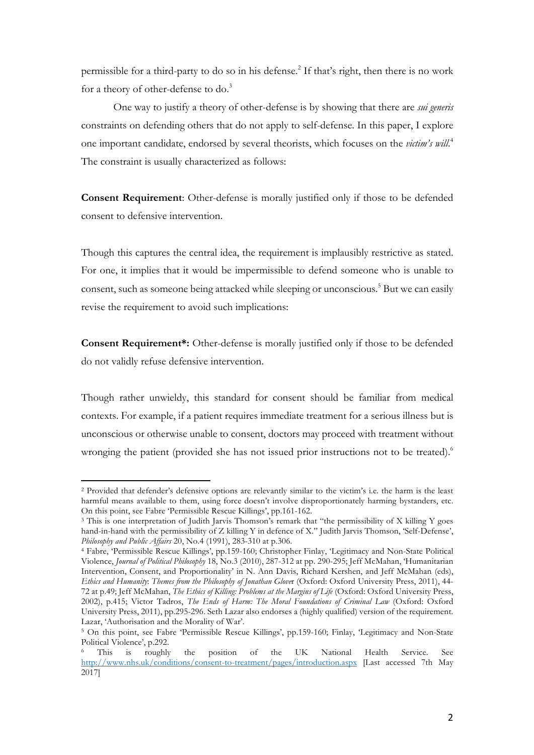permissible for a third-party to do so in his defense.[2] If that's right, then there is no work for a theory of other-defense to do.[3]

One way to justify a theory of other-defense is by showing that there are *sui generis* constraints on defending others that do not apply to self-defense. In this paper, I explore one important candidate, endorsed by several theorists, which focuses on the *victim's will*.[4] The constraint is usually characterized as follows:

**Consent Requirement**: Other-defense is morally justified only if those to be defended consent to defensive intervention.

Though this captures the central idea, the requirement is implausibly restrictive as stated. For one, it implies that it would be impermissible to defend someone who is unable to consent, such as someone being attacked while sleeping or unconscious.[5] But we can easily revise the requirement to avoid such implications:

**Consent Requirement*:** Other-defense is morally justified only if those to be defended do not validly refuse defensive intervention.

Though rather unwieldy, this standard for consent should be familiar from medical contexts. For example, if a patient requires immediate treatment for a serious illness but is unconscious or otherwise unable to consent, doctors may proceed with treatment without wronging the patient (provided she has not issued prior instructions not to be treated).[6]

---

[2] Provided that defender's defensive options are relevantly similar to the victim's i.e. the harm is the least harmful means available to them, using force doesn't involve disproportionately harming bystanders, etc. On this point, see Fabre 'Permissible Rescue Killings', pp.161-162.

[3] This is one interpretation of Judith Jarvis Thomson's remark that "the permissibility of X killing Y goes hand-in-hand with the permissibility of Z killing Y in defence of X." Judith Jarvis Thomson, 'Self-Defense', *Philosophy and Public Affairs* 20, No.4 (1991), 283-310 at p.306.

[4] Fabre, 'Permissible Rescue Killings', pp.159-160; Christopher Finlay, 'Legitimacy and Non-State Political Violence, *Journal of Political Philosophy* 18, No.3 (2010), 287-312 at pp. 290-295; Jeff McMahan, 'Humanitarian Intervention, Consent, and Proportionality' in N. Ann Davis, Richard Kershen, and Jeff McMahan (eds), *Ethics and Humanity: Themes from the Philosophy of Jonathan Glover* (Oxford: Oxford University Press, 2011), 44-72 at p.49; Jeff McMahan, *The Ethics of Killing: Problems at the Margins of Life* (Oxford: Oxford University Press, 2002), p.415; Victor Tadros, *The Ends of Harm: The Moral Foundations of Criminal Law* (Oxford: Oxford University Press, 2011), pp.295-296. Seth Lazar also endorses a (highly qualified) version of the requirement. Lazar, 'Authorisation and the Morality of War'.

[5] On this point, see Fabre 'Permissible Rescue Killings', pp.159-160; Finlay, 'Legitimacy and Non-State Political Violence', p.292.

[6] This is roughly the position of the UK National Health Service. See http://www.nhs.uk/conditions/consent-to-treatment/pages/introduction.aspx [Last accessed 7th May 2017]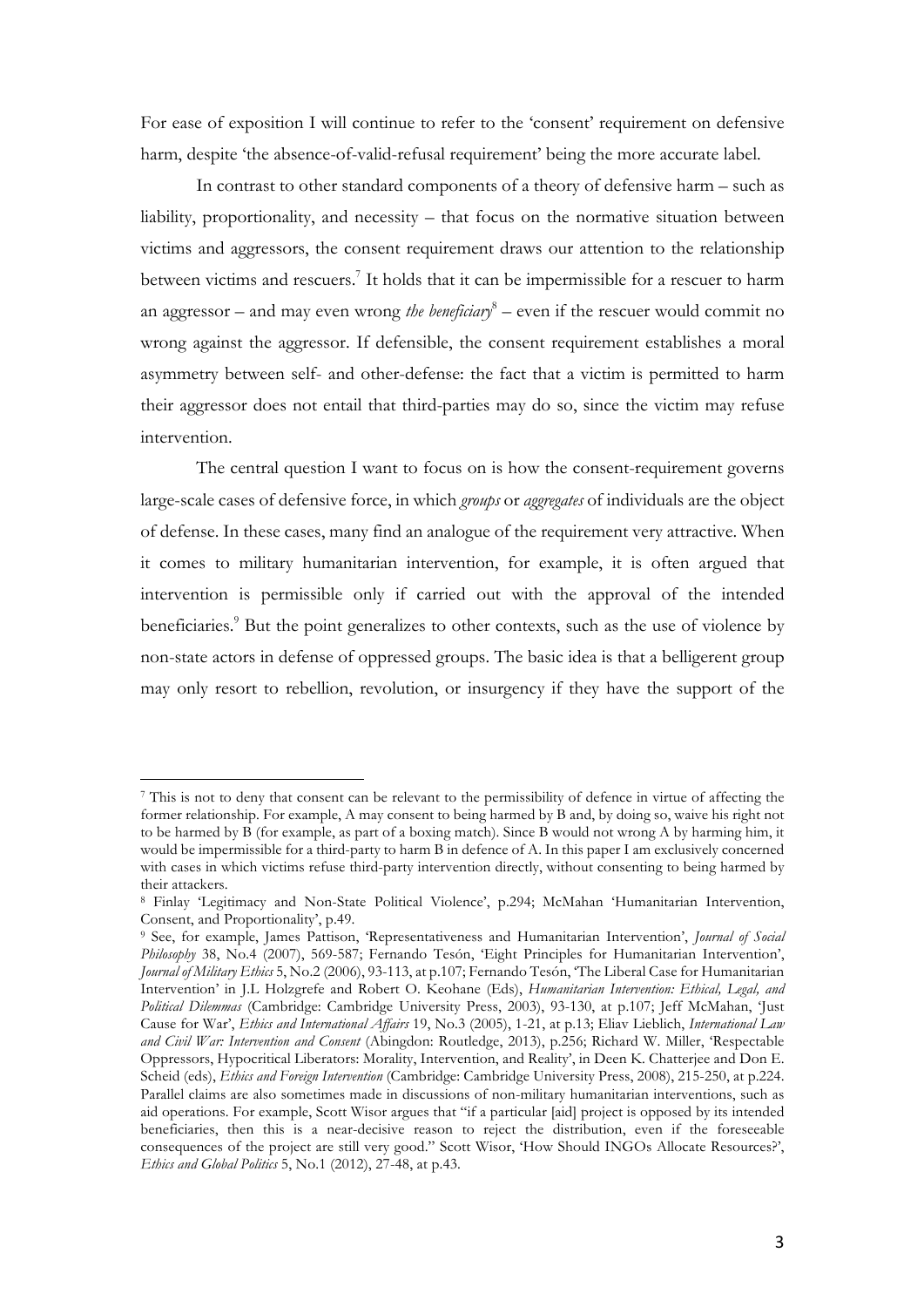For ease of exposition I will continue to refer to the 'consent' requirement on defensive harm, despite 'the absence-of-valid-refusal requirement' being the more accurate label.

In contrast to other standard components of a theory of defensive harm – such as liability, proportionality, and necessity – that focus on the normative situation between victims and aggressors, the consent requirement draws our attention to the relationship between victims and rescuers.[7] It holds that it can be impermissible for a rescuer to harm an aggressor – and may even wrong *the beneficiary*[8] – even if the rescuer would commit no wrong against the aggressor. If defensible, the consent requirement establishes a moral asymmetry between self- and other-defense: the fact that a victim is permitted to harm their aggressor does not entail that third-parties may do so, since the victim may refuse intervention.

The central question I want to focus on is how the consent-requirement governs large-scale cases of defensive force, in which *groups* or *aggregates* of individuals are the object of defense. In these cases, many find an analogue of the requirement very attractive. When it comes to military humanitarian intervention, for example, it is often argued that intervention is permissible only if carried out with the approval of the intended beneficiaries.[9] But the point generalizes to other contexts, such as the use of violence by non-state actors in defense of oppressed groups. The basic idea is that a belligerent group may only resort to rebellion, revolution, or insurgency if they have the support of the

---

[7] This is not to deny that consent can be relevant to the permissibility of defence in virtue of affecting the former relationship. For example, A may consent to being harmed by B and, by doing so, waive his right not to be harmed by B (for example, as part of a boxing match). Since B would not wrong A by harming him, it would be impermissible for a third-party to harm B in defence of A. In this paper I am exclusively concerned with cases in which victims refuse third-party intervention directly, without consenting to being harmed by their attackers.

[8] Finlay 'Legitimacy and Non-State Political Violence', p.294; McMahan 'Humanitarian Intervention, Consent, and Proportionality', p.49.

[9] See, for example, James Pattison, 'Representativeness and Humanitarian Intervention', *Journal of Social Philosophy* 38, No.4 (2007), 569-587; Fernando Tesón, 'Eight Principles for Humanitarian Intervention', *Journal of Military Ethics* 5, No.2 (2006), 93-113, at p.107; Fernando Tesón, 'The Liberal Case for Humanitarian Intervention' in J.L Holzgrefe and Robert O. Keohane (Eds), *Humanitarian Intervention: Ethical, Legal, and Political Dilemmas* (Cambridge: Cambridge University Press, 2003), 93-130, at p.107; Jeff McMahan, 'Just Cause for War', *Ethics and International Affairs* 19, No.3 (2005), 1-21, at p.13; Eliav Lieblich, *International Law and Civil War: Intervention and Consent* (Abingdon: Routledge, 2013), p.256; Richard W. Miller, 'Respectable Oppressors, Hypocritical Liberators: Morality, Intervention, and Reality', in Deen K. Chatterjee and Don E. Scheid (eds), *Ethics and Foreign Intervention* (Cambridge: Cambridge University Press, 2008), 215-250, at p.224. Parallel claims are also sometimes made in discussions of non-military humanitarian interventions, such as aid operations. For example, Scott Wisor argues that "if a particular [aid] project is opposed by its intended beneficiaries, then this is a near-decisive reason to reject the distribution, even if the foreseeable consequences of the project are still very good." Scott Wisor, 'How Should INGOs Allocate Resources?', *Ethics and Global Politics* 5, No.1 (2012), 27-48, at p.43.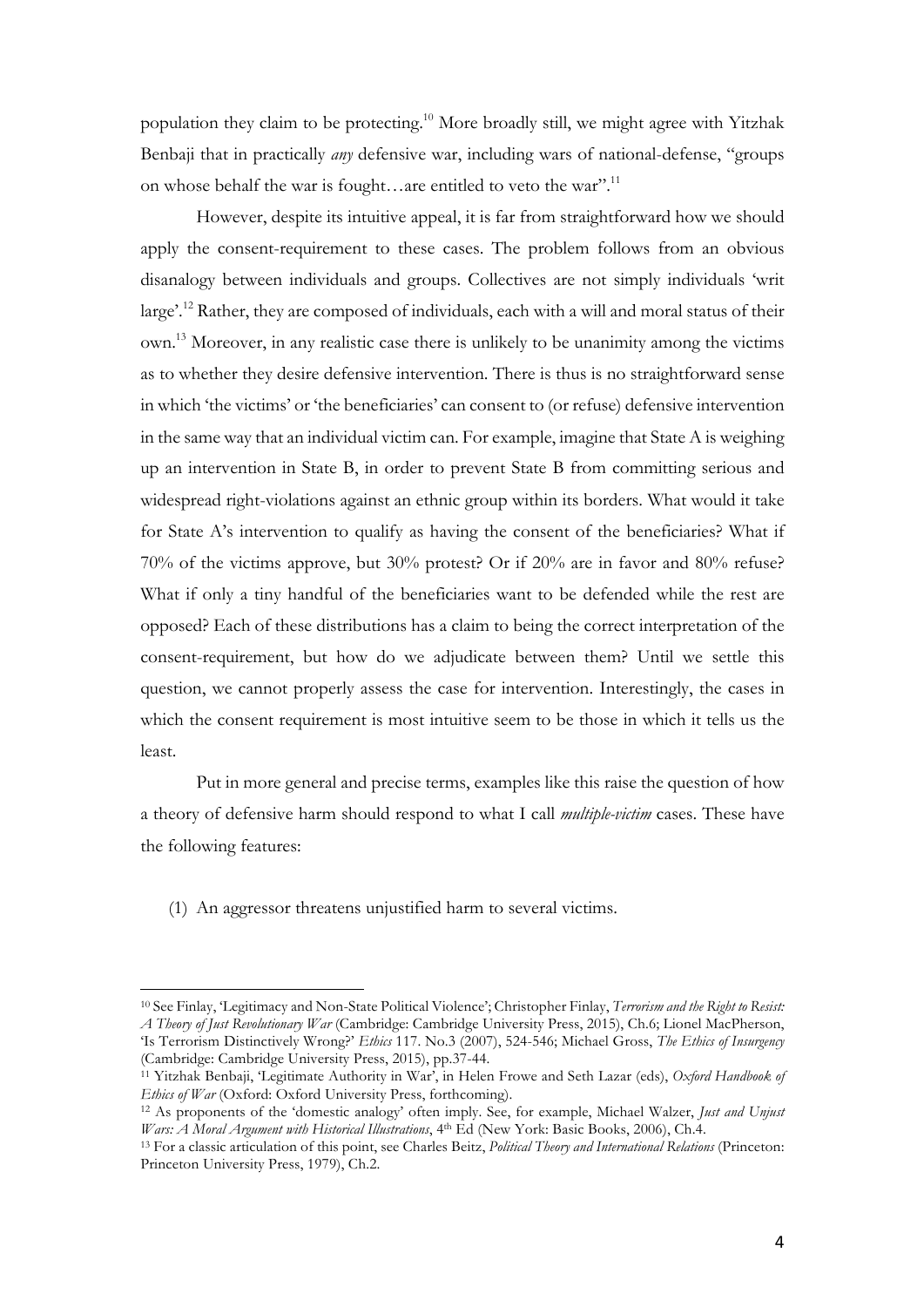population they claim to be protecting.[10] More broadly still, we might agree with Yitzhak Benbaji that in practically *any* defensive war, including wars of national-defense, "groups on whose behalf the war is fought…are entitled to veto the war".[11]

However, despite its intuitive appeal, it is far from straightforward how we should apply the consent-requirement to these cases. The problem follows from an obvious disanalogy between individuals and groups. Collectives are not simply individuals 'writ large'.[12] Rather, they are composed of individuals, each with a will and moral status of their own.[13] Moreover, in any realistic case there is unlikely to be unanimity among the victims as to whether they desire defensive intervention. There is thus is no straightforward sense in which 'the victims' or 'the beneficiaries' can consent to (or refuse) defensive intervention in the same way that an individual victim can. For example, imagine that State A is weighing up an intervention in State B, in order to prevent State B from committing serious and widespread right-violations against an ethnic group within its borders. What would it take for State A's intervention to qualify as having the consent of the beneficiaries? What if 70% of the victims approve, but 30% protest? Or if 20% are in favor and 80% refuse? What if only a tiny handful of the beneficiaries want to be defended while the rest are opposed? Each of these distributions has a claim to being the correct interpretation of the consent-requirement, but how do we adjudicate between them? Until we settle this question, we cannot properly assess the case for intervention. Interestingly, the cases in which the consent requirement is most intuitive seem to be those in which it tells us the least.

Put in more general and precise terms, examples like this raise the question of how a theory of defensive harm should respond to what I call *multiple-victim* cases. These have the following features:

(1) An aggressor threatens unjustified harm to several victims.

---

[10] See Finlay, 'Legitimacy and Non-State Political Violence'; Christopher Finlay, *Terrorism and the Right to Resist: A Theory of Just Revolutionary War* (Cambridge: Cambridge University Press, 2015), Ch.6; Lionel MacPherson, 'Is Terrorism Distinctively Wrong?' *Ethics* 117. No.3 (2007), 524-546; Michael Gross, *The Ethics of Insurgency* (Cambridge: Cambridge University Press, 2015), pp.37-44.

[11] Yitzhak Benbaji, 'Legitimate Authority in War', in Helen Frowe and Seth Lazar (eds), *Oxford Handbook of Ethics of War* (Oxford: Oxford University Press, forthcoming).

[12] As proponents of the 'domestic analogy' often imply. See, for example, Michael Walzer, *Just and Unjust Wars: A Moral Argument with Historical Illustrations*, 4th Ed (New York: Basic Books, 2006), Ch.4.

[13] For a classic articulation of this point, see Charles Beitz, *Political Theory and International Relations* (Princeton: Princeton University Press, 1979), Ch.2.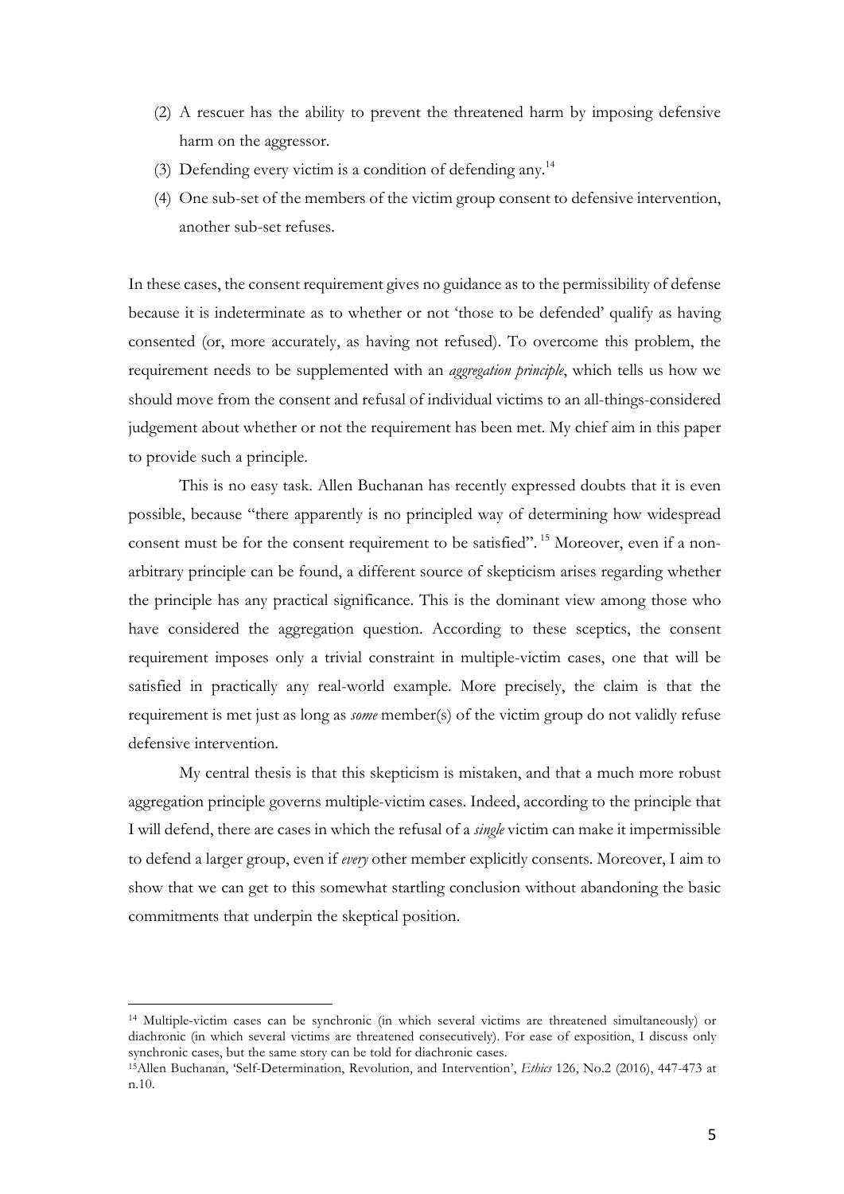(2) A rescuer has the ability to prevent the threatened harm by imposing defensive harm on the aggressor.

(3) Defending every victim is a condition of defending any.[14]

(4) One sub-set of the members of the victim group consent to defensive intervention, another sub-set refuses.

In these cases, the consent requirement gives no guidance as to the permissibility of defense because it is indeterminate as to whether or not 'those to be defended' qualify as having consented (or, more accurately, as having not refused). To overcome this problem, the requirement needs to be supplemented with an *aggregation principle*, which tells us how we should move from the consent and refusal of individual victims to an all-things-considered judgement about whether or not the requirement has been met. My chief aim in this paper to provide such a principle.

This is no easy task. Allen Buchanan has recently expressed doubts that it is even possible, because "there apparently is no principled way of determining how widespread consent must be for the consent requirement to be satisfied".[15] Moreover, even if a non-arbitrary principle can be found, a different source of skepticism arises regarding whether the principle has any practical significance. This is the dominant view among those who have considered the aggregation question. According to these sceptics, the consent requirement imposes only a trivial constraint in multiple-victim cases, one that will be satisfied in practically any real-world example. More precisely, the claim is that the requirement is met just as long as *some* member(s) of the victim group do not validly refuse defensive intervention.

My central thesis is that this skepticism is mistaken, and that a much more robust aggregation principle governs multiple-victim cases. Indeed, according to the principle that I will defend, there are cases in which the refusal of a *single* victim can make it impermissible to defend a larger group, even if *every* other member explicitly consents. Moreover, I aim to show that we can get to this somewhat startling conclusion without abandoning the basic commitments that underpin the skeptical position.

---

[14] Multiple-victim cases can be synchronic (in which several victims are threatened simultaneously) or diachronic (in which several victims are threatened consecutively). For ease of exposition, I discuss only synchronic cases, but the same story can be told for diachronic cases.

[15] Allen Buchanan, 'Self-Determination, Revolution, and Intervention', *Ethics* 126, No.2 (2016), 447-473 at n.10.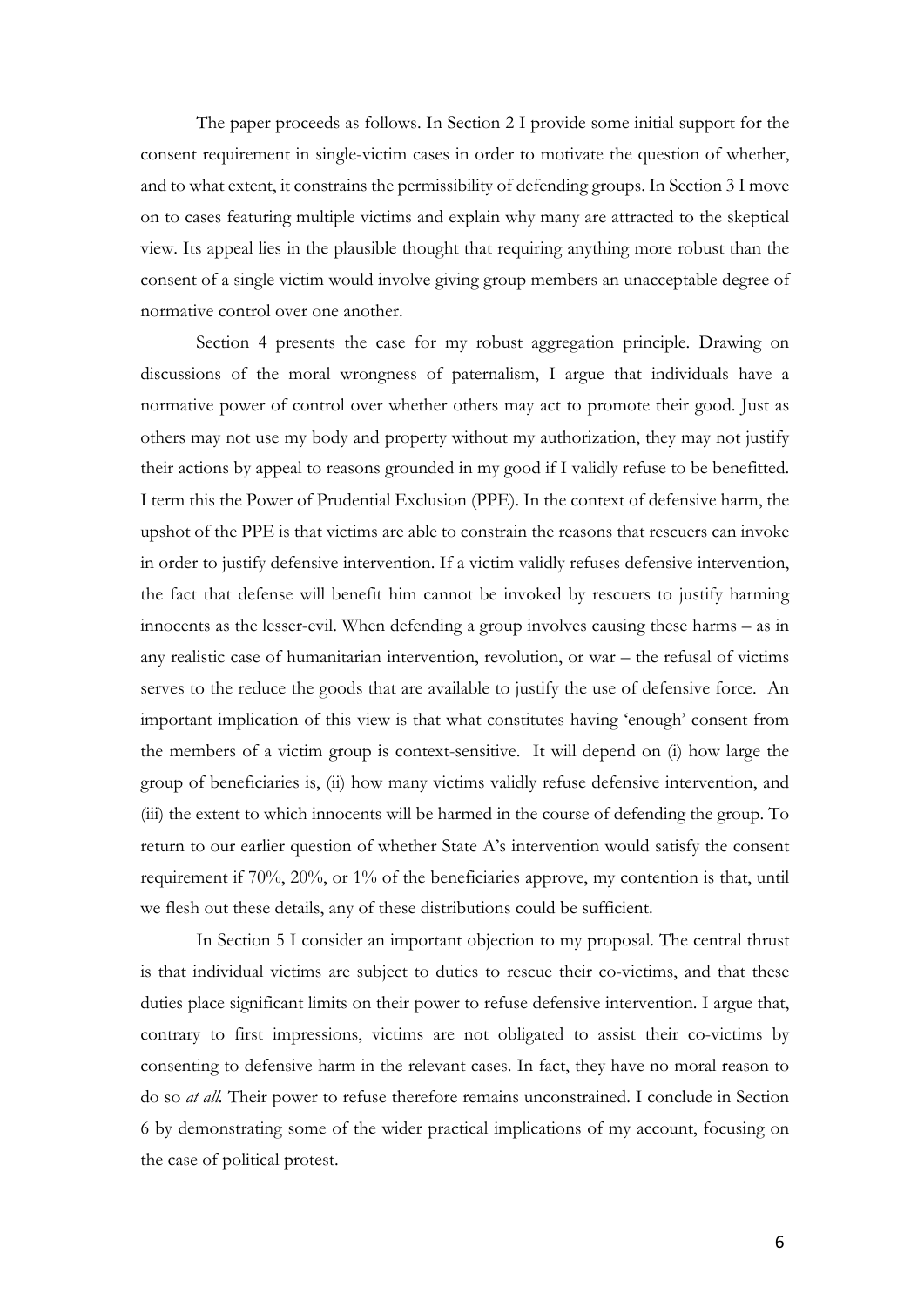The paper proceeds as follows. In Section 2 I provide some initial support for the consent requirement in single-victim cases in order to motivate the question of whether, and to what extent, it constrains the permissibility of defending groups. In Section 3 I move on to cases featuring multiple victims and explain why many are attracted to the skeptical view. Its appeal lies in the plausible thought that requiring anything more robust than the consent of a single victim would involve giving group members an unacceptable degree of normative control over one another.

Section 4 presents the case for my robust aggregation principle. Drawing on discussions of the moral wrongness of paternalism, I argue that individuals have a normative power of control over whether others may act to promote their good. Just as others may not use my body and property without my authorization, they may not justify their actions by appeal to reasons grounded in my good if I validly refuse to be benefitted. I term this the Power of Prudential Exclusion (PPE). In the context of defensive harm, the upshot of the PPE is that victims are able to constrain the reasons that rescuers can invoke in order to justify defensive intervention. If a victim validly refuses defensive intervention, the fact that defense will benefit him cannot be invoked by rescuers to justify harming innocents as the lesser-evil. When defending a group involves causing these harms – as in any realistic case of humanitarian intervention, revolution, or war – the refusal of victims serves to the reduce the goods that are available to justify the use of defensive force. An important implication of this view is that what constitutes having 'enough' consent from the members of a victim group is context-sensitive. It will depend on (i) how large the group of beneficiaries is, (ii) how many victims validly refuse defensive intervention, and (iii) the extent to which innocents will be harmed in the course of defending the group. To return to our earlier question of whether State A's intervention would satisfy the consent requirement if 70%, 20%, or 1% of the beneficiaries approve, my contention is that, until we flesh out these details, any of these distributions could be sufficient.

In Section 5 I consider an important objection to my proposal. The central thrust is that individual victims are subject to duties to rescue their co-victims, and that these duties place significant limits on their power to refuse defensive intervention. I argue that, contrary to first impressions, victims are not obligated to assist their co-victims by consenting to defensive harm in the relevant cases. In fact, they have no moral reason to do so *at all*. Their power to refuse therefore remains unconstrained. I conclude in Section 6 by demonstrating some of the wider practical implications of my account, focusing on the case of political protest.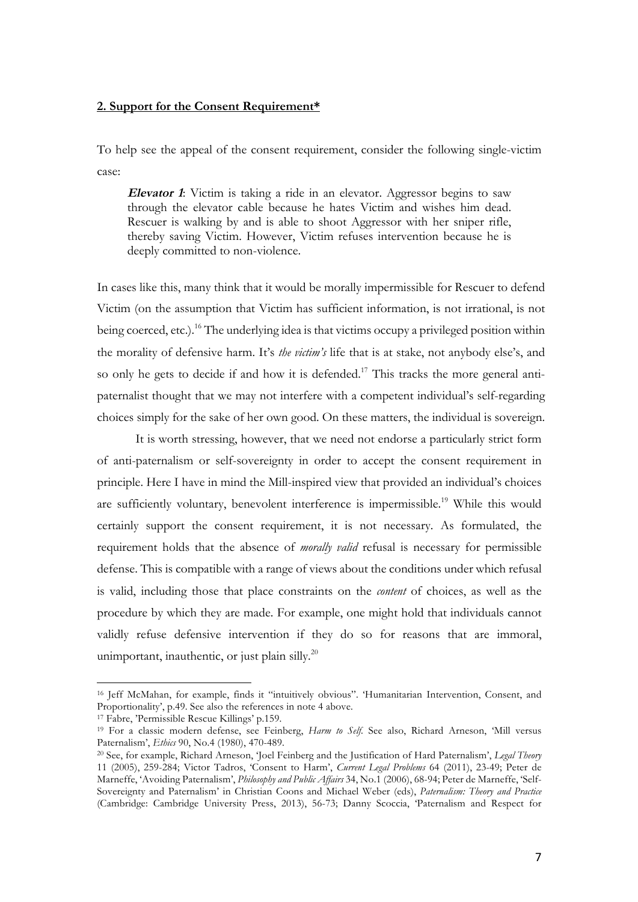## 2. Support for the Consent Requirement*

To help see the appeal of the consent requirement, consider the following single-victim case:

> ***Elevator 1***: Victim is taking a ride in an elevator. Aggressor begins to saw through the elevator cable because he hates Victim and wishes him dead. Rescuer is walking by and is able to shoot Aggressor with her sniper rifle, thereby saving Victim. However, Victim refuses intervention because he is deeply committed to non-violence.

In cases like this, many think that it would be morally impermissible for Rescuer to defend Victim (on the assumption that Victim has sufficient information, is not irrational, is not being coerced, etc.).[16] The underlying idea is that victims occupy a privileged position within the morality of defensive harm. It's *the victim's* life that is at stake, not anybody else's, and so only he gets to decide if and how it is defended.[17] This tracks the more general anti-paternalist thought that we may not interfere with a competent individual's self-regarding choices simply for the sake of her own good. On these matters, the individual is sovereign.

It is worth stressing, however, that we need not endorse a particularly strict form of anti-paternalism or self-sovereignty in order to accept the consent requirement in principle. Here I have in mind the Mill-inspired view that provided an individual's choices are sufficiently voluntary, benevolent interference is impermissible.[19] While this would certainly support the consent requirement, it is not necessary. As formulated, the requirement holds that the absence of *morally valid* refusal is necessary for permissible defense. This is compatible with a range of views about the conditions under which refusal is valid, including those that place constraints on the *content* of choices, as well as the procedure by which they are made. For example, one might hold that individuals cannot validly refuse defensive intervention if they do so for reasons that are immoral, unimportant, inauthentic, or just plain silly.[20]

---

[16] Jeff McMahan, for example, finds it "intuitively obvious". 'Humanitarian Intervention, Consent, and Proportionality', p.49. See also the references in note 4 above.

[17] Fabre, 'Permissible Rescue Killings' p.159.

[19] For a classic modern defense, see Feinberg, *Harm to Self*. See also, Richard Arneson, 'Mill versus Paternalism', *Ethics* 90, No.4 (1980), 470-489.

[20] See, for example, Richard Arneson, 'Joel Feinberg and the Justification of Hard Paternalism', *Legal Theory* 11 (2005), 259-284; Victor Tadros, 'Consent to Harm', *Current Legal Problems* 64 (2011), 23-49; Peter de Marneffe, 'Avoiding Paternalism', *Philosophy and Public Affairs* 34, No.1 (2006), 68-94; Peter de Marneffe, 'Self-Sovereignty and Paternalism' in Christian Coons and Michael Weber (eds), *Paternalism: Theory and Practice* (Cambridge: Cambridge University Press, 2013), 56-73; Danny Scoccia, 'Paternalism and Respect for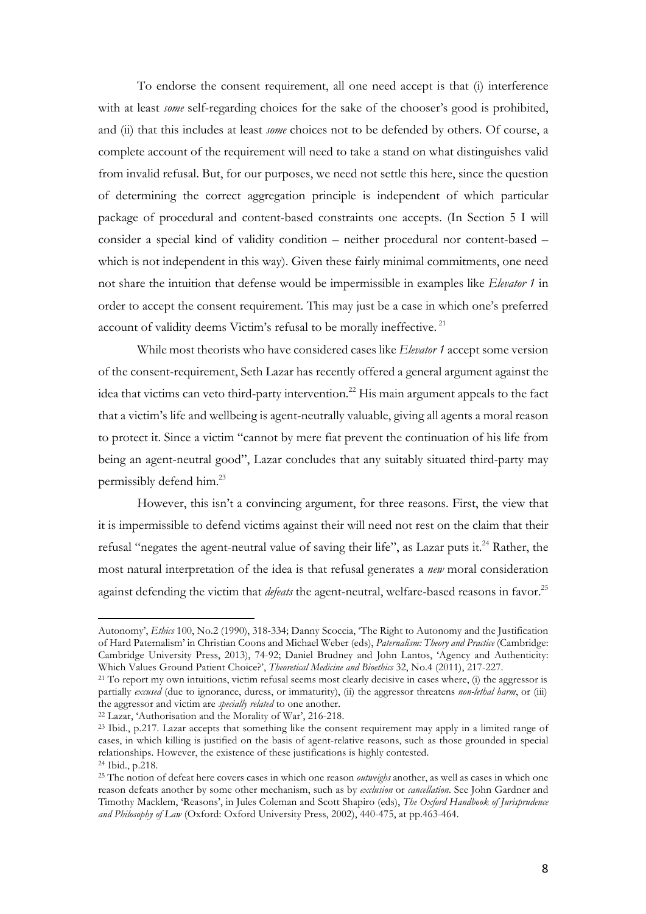To endorse the consent requirement, all one need accept is that (i) interference with at least *some* self-regarding choices for the sake of the chooser's good is prohibited, and (ii) that this includes at least *some* choices not to be defended by others. Of course, a complete account of the requirement will need to take a stand on what distinguishes valid from invalid refusal. But, for our purposes, we need not settle this here, since the question of determining the correct aggregation principle is independent of which particular package of procedural and content-based constraints one accepts. (In Section 5 I will consider a special kind of validity condition – neither procedural nor content-based – which is not independent in this way). Given these fairly minimal commitments, one need not share the intuition that defense would be impermissible in examples like *Elevator 1* in order to accept the consent requirement. This may just be a case in which one's preferred account of validity deems Victim's refusal to be morally ineffective. [21]

While most theorists who have considered cases like *Elevator 1* accept some version of the consent-requirement, Seth Lazar has recently offered a general argument against the idea that victims can veto third-party intervention.[22] His main argument appeals to the fact that a victim's life and wellbeing is agent-neutrally valuable, giving all agents a moral reason to protect it. Since a victim "cannot by mere fiat prevent the continuation of his life from being an agent-neutral good", Lazar concludes that any suitably situated third-party may permissibly defend him.[23]

However, this isn't a convincing argument, for three reasons. First, the view that it is impermissible to defend victims against their will need not rest on the claim that their refusal "negates the agent-neutral value of saving their life", as Lazar puts it.[24] Rather, the most natural interpretation of the idea is that refusal generates a *new* moral consideration against defending the victim that *defeats* the agent-neutral, welfare-based reasons in favor.[25]

---

Autonomy', *Ethics* 100, No.2 (1990), 318-334; Danny Scoccia, 'The Right to Autonomy and the Justification of Hard Paternalism' in Christian Coons and Michael Weber (eds), *Paternalism: Theory and Practice* (Cambridge: Cambridge University Press, 2013), 74-92; Daniel Brudney and John Lantos, 'Agency and Authenticity: Which Values Ground Patient Choice?', *Theoretical Medicine and Bioethics* 32, No.4 (2011), 217-227.

[21] To report my own intuitions, victim refusal seems most clearly decisive in cases where, (i) the aggressor is partially *excused* (due to ignorance, duress, or immaturity), (ii) the aggressor threatens *non-lethal harm*, or (iii) the aggressor and victim are *specially related* to one another.

[22] Lazar, 'Authorisation and the Morality of War', 216-218.

[23] Ibid., p.217. Lazar accepts that something like the consent requirement may apply in a limited range of cases, in which killing is justified on the basis of agent-relative reasons, such as those grounded in special relationships. However, the existence of these justifications is highly contested.

[24] Ibid., p.218.

[25] The notion of defeat here covers cases in which one reason *outweighs* another, as well as cases in which one reason defeats another by some other mechanism, such as by *exclusion* or *cancellation*. See John Gardner and Timothy Macklem, 'Reasons', in Jules Coleman and Scott Shapiro (eds), *The Oxford Handbook of Jurisprudence and Philosophy of Law* (Oxford: Oxford University Press, 2002), 440-475, at pp.463-464.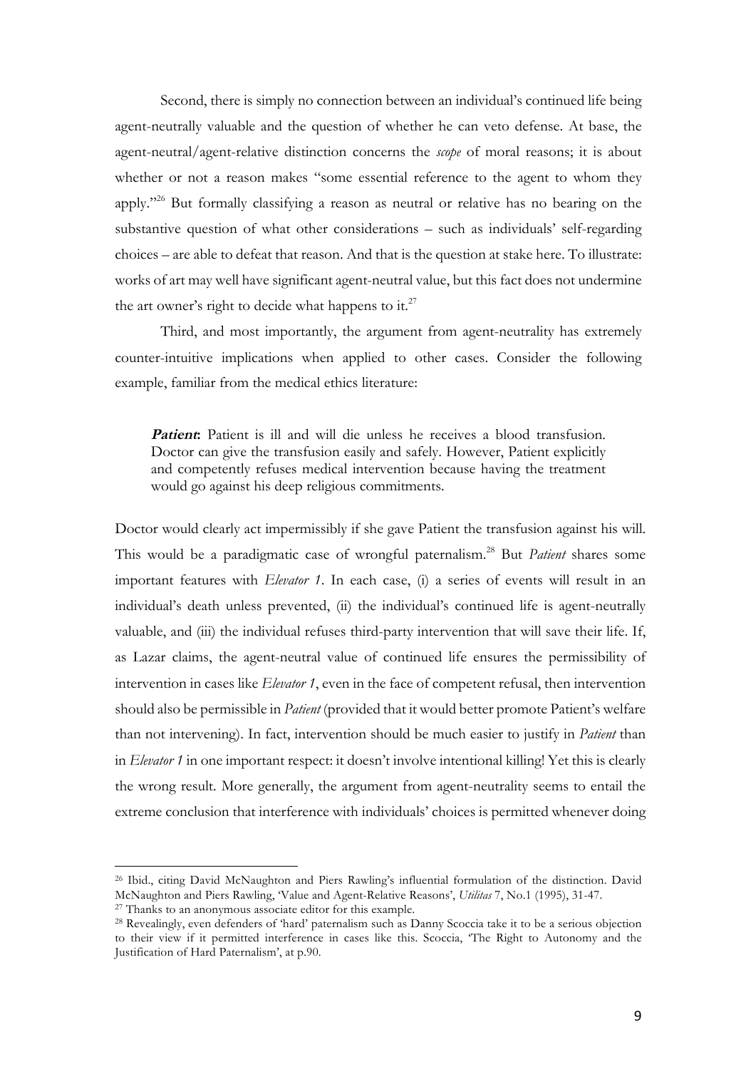Second, there is simply no connection between an individual's continued life being agent-neutrally valuable and the question of whether he can veto defense. At base, the agent-neutral/agent-relative distinction concerns the *scope* of moral reasons; it is about whether or not a reason makes "some essential reference to the agent to whom they apply."[26] But formally classifying a reason as neutral or relative has no bearing on the substantive question of what other considerations – such as individuals' self-regarding choices – are able to defeat that reason. And that is the question at stake here. To illustrate: works of art may well have significant agent-neutral value, but this fact does not undermine the art owner's right to decide what happens to it.[27]

Third, and most importantly, the argument from agent-neutrality has extremely counter-intuitive implications when applied to other cases. Consider the following example, familiar from the medical ethics literature:

> ***Patient*:** Patient is ill and will die unless he receives a blood transfusion. Doctor can give the transfusion easily and safely. However, Patient explicitly and competently refuses medical intervention because having the treatment would go against his deep religious commitments.

Doctor would clearly act impermissibly if she gave Patient the transfusion against his will. This would be a paradigmatic case of wrongful paternalism.[28] But *Patient* shares some important features with *Elevator 1*. In each case, (i) a series of events will result in an individual's death unless prevented, (ii) the individual's continued life is agent-neutrally valuable, and (iii) the individual refuses third-party intervention that will save their life. If, as Lazar claims, the agent-neutral value of continued life ensures the permissibility of intervention in cases like *Elevator 1*, even in the face of competent refusal, then intervention should also be permissible in *Patient* (provided that it would better promote Patient's welfare than not intervening). In fact, intervention should be much easier to justify in *Patient* than in *Elevator 1* in one important respect: it doesn't involve intentional killing! Yet this is clearly the wrong result. More generally, the argument from agent-neutrality seems to entail the extreme conclusion that interference with individuals' choices is permitted whenever doing

---

[26] Ibid., citing David McNaughton and Piers Rawling's influential formulation of the distinction. David McNaughton and Piers Rawling, 'Value and Agent-Relative Reasons', *Utilitas* 7, No.1 (1995), 31-47.

[27] Thanks to an anonymous associate editor for this example.

[28] Revealingly, even defenders of 'hard' paternalism such as Danny Scoccia take it to be a serious objection to their view if it permitted interference in cases like this. Scoccia, 'The Right to Autonomy and the Justification of Hard Paternalism', at p.90.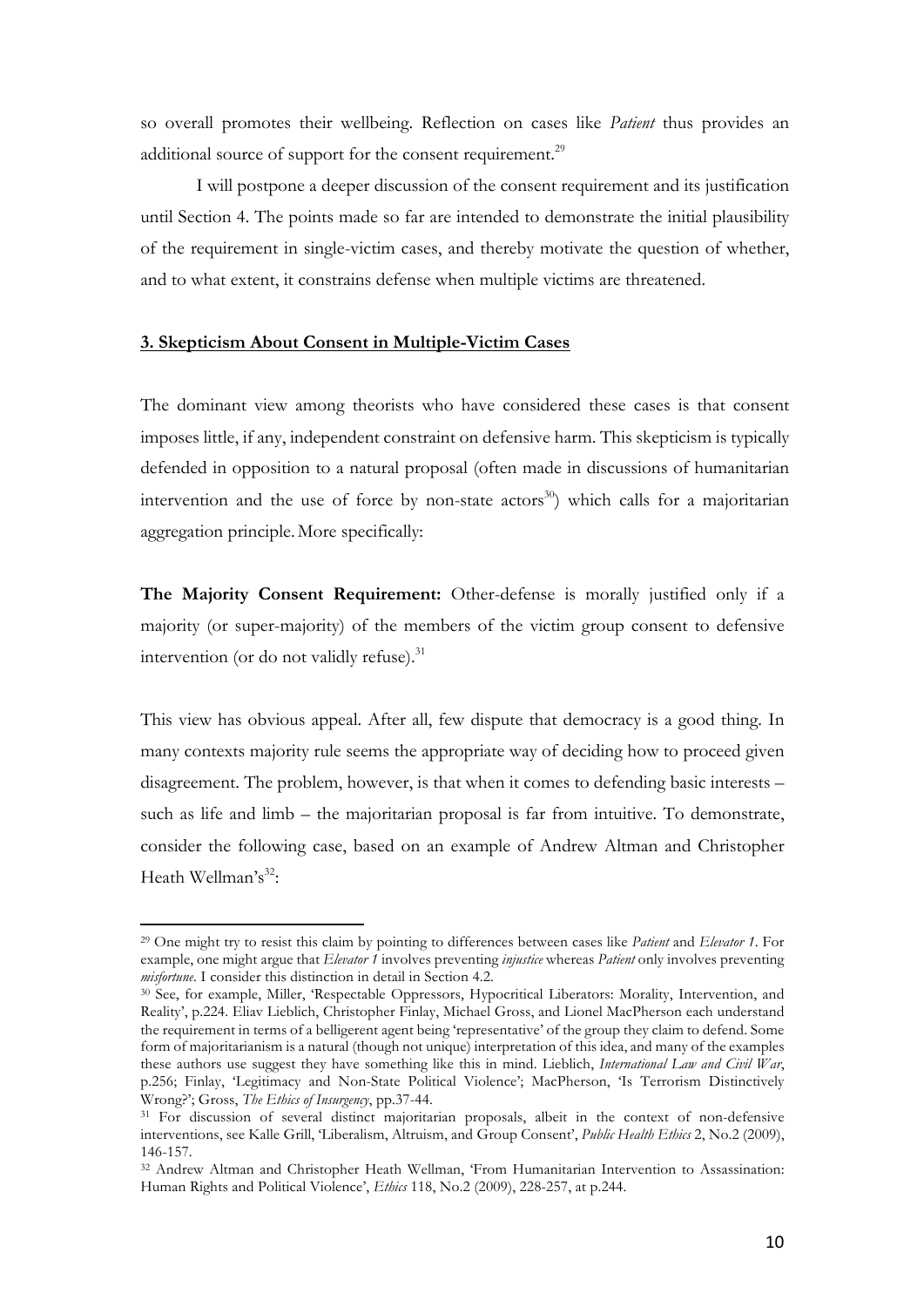so overall promotes their wellbeing. Reflection on cases like *Patient* thus provides an additional source of support for the consent requirement.[29]

I will postpone a deeper discussion of the consent requirement and its justification until Section 4. The points made so far are intended to demonstrate the initial plausibility of the requirement in single-victim cases, and thereby motivate the question of whether, and to what extent, it constrains defense when multiple victims are threatened.

## 3. Skepticism About Consent in Multiple-Victim Cases

The dominant view among theorists who have considered these cases is that consent imposes little, if any, independent constraint on defensive harm. This skepticism is typically defended in opposition to a natural proposal (often made in discussions of humanitarian intervention and the use of force by non-state actors[30]) which calls for a majoritarian aggregation principle. More specifically:

**The Majority Consent Requirement:** Other-defense is morally justified only if a majority (or super-majority) of the members of the victim group consent to defensive intervention (or do not validly refuse).[31]

This view has obvious appeal. After all, few dispute that democracy is a good thing. In many contexts majority rule seems the appropriate way of deciding how to proceed given disagreement. The problem, however, is that when it comes to defending basic interests – such as life and limb – the majoritarian proposal is far from intuitive. To demonstrate, consider the following case, based on an example of Andrew Altman and Christopher Heath Wellman's[32]:

---

[29] One might try to resist this claim by pointing to differences between cases like *Patient* and *Elevator 1*. For example, one might argue that *Elevator 1* involves preventing *injustice* whereas *Patient* only involves preventing *misfortune*. I consider this distinction in detail in Section 4.2.

[30] See, for example, Miller, 'Respectable Oppressors, Hypocritical Liberators: Morality, Intervention, and Reality', p.224. Eliav Lieblich, Christopher Finlay, Michael Gross, and Lionel MacPherson each understand the requirement in terms of a belligerent agent being 'representative' of the group they claim to defend. Some form of majoritarianism is a natural (though not unique) interpretation of this idea, and many of the examples these authors use suggest they have something like this in mind. Lieblich, *International Law and Civil War*, p.256; Finlay, 'Legitimacy and Non-State Political Violence'; MacPherson, 'Is Terrorism Distinctively Wrong?'; Gross, *The Ethics of Insurgency*, pp.37-44.

[31] For discussion of several distinct majoritarian proposals, albeit in the context of non-defensive interventions, see Kalle Grill, 'Liberalism, Altruism, and Group Consent', *Public Health Ethics* 2, No.2 (2009), 146-157.

[32] Andrew Altman and Christopher Heath Wellman, 'From Humanitarian Intervention to Assassination: Human Rights and Political Violence', *Ethics* 118, No.2 (2009), 228-257, at p.244.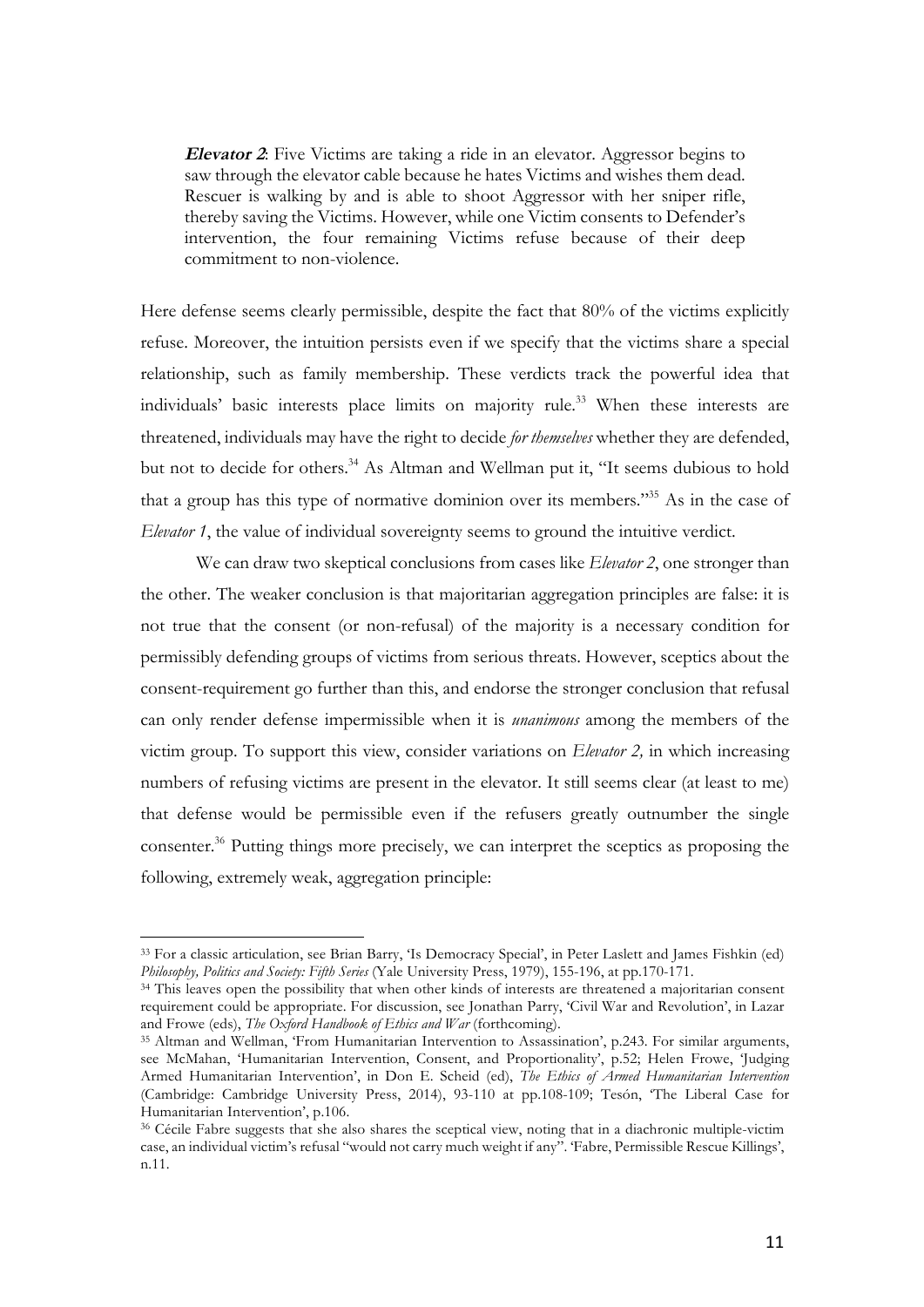> ***Elevator 2***: Five Victims are taking a ride in an elevator. Aggressor begins to saw through the elevator cable because he hates Victims and wishes them dead. Rescuer is walking by and is able to shoot Aggressor with her sniper rifle, thereby saving the Victims. However, while one Victim consents to Defender's intervention, the four remaining Victims refuse because of their deep commitment to non-violence.

Here defense seems clearly permissible, despite the fact that 80% of the victims explicitly refuse. Moreover, the intuition persists even if we specify that the victims share a special relationship, such as family membership. These verdicts track the powerful idea that individuals' basic interests place limits on majority rule.[33] When these interests are threatened, individuals may have the right to decide *for themselves* whether they are defended, but not to decide for others.[34] As Altman and Wellman put it, "It seems dubious to hold that a group has this type of normative dominion over its members."[35] As in the case of *Elevator 1*, the value of individual sovereignty seems to ground the intuitive verdict.

We can draw two skeptical conclusions from cases like *Elevator 2*, one stronger than the other. The weaker conclusion is that majoritarian aggregation principles are false: it is not true that the consent (or non-refusal) of the majority is a necessary condition for permissibly defending groups of victims from serious threats. However, sceptics about the consent-requirement go further than this, and endorse the stronger conclusion that refusal can only render defense impermissible when it is *unanimous* among the members of the victim group. To support this view, consider variations on *Elevator 2,* in which increasing numbers of refusing victims are present in the elevator. It still seems clear (at least to me) that defense would be permissible even if the refusers greatly outnumber the single consenter.[36] Putting things more precisely, we can interpret the sceptics as proposing the following, extremely weak, aggregation principle:

---

[33] For a classic articulation, see Brian Barry, 'Is Democracy Special', in Peter Laslett and James Fishkin (ed) *Philosophy, Politics and Society: Fifth Series* (Yale University Press, 1979), 155-196, at pp.170-171.

[34] This leaves open the possibility that when other kinds of interests are threatened a majoritarian consent requirement could be appropriate. For discussion, see Jonathan Parry, 'Civil War and Revolution', in Lazar and Frowe (eds), *The Oxford Handbook of Ethics and War* (forthcoming).

[35] Altman and Wellman, 'From Humanitarian Intervention to Assassination', p.243. For similar arguments, see McMahan, 'Humanitarian Intervention, Consent, and Proportionality', p.52; Helen Frowe, 'Judging Armed Humanitarian Intervention', in Don E. Scheid (ed), *The Ethics of Armed Humanitarian Intervention* (Cambridge: Cambridge University Press, 2014), 93-110 at pp.108-109; Tesón, 'The Liberal Case for Humanitarian Intervention', p.106.

[36] Cécile Fabre suggests that she also shares the sceptical view, noting that in a diachronic multiple-victim case, an individual victim's refusal "would not carry much weight if any". 'Fabre, Permissible Rescue Killings', n.11.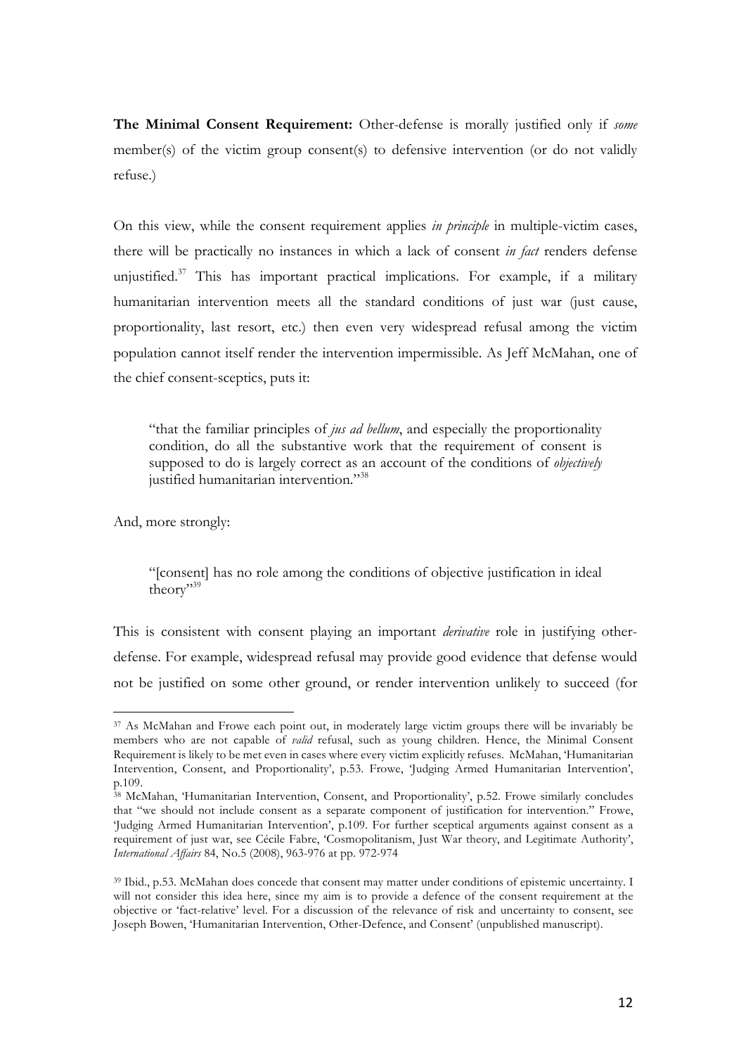**The Minimal Consent Requirement:** Other-defense is morally justified only if *some* member(s) of the victim group consent(s) to defensive intervention (or do not validly refuse.)

On this view, while the consent requirement applies *in principle* in multiple-victim cases, there will be practically no instances in which a lack of consent *in fact* renders defense unjustified.[37] This has important practical implications. For example, if a military humanitarian intervention meets all the standard conditions of just war (just cause, proportionality, last resort, etc.) then even very widespread refusal among the victim population cannot itself render the intervention impermissible. As Jeff McMahan, one of the chief consent-sceptics, puts it:

> "that the familiar principles of *jus ad bellum*, and especially the proportionality condition, do all the substantive work that the requirement of consent is supposed to do is largely correct as an account of the conditions of *objectively* justified humanitarian intervention."[38]

And, more strongly:

> "[consent] has no role among the conditions of objective justification in ideal theory"[39]

This is consistent with consent playing an important *derivative* role in justifying other-defense. For example, widespread refusal may provide good evidence that defense would not be justified on some other ground, or render intervention unlikely to succeed (for

---

[37] As McMahan and Frowe each point out, in moderately large victim groups there will be invariably be members who are not capable of *valid* refusal, such as young children. Hence, the Minimal Consent Requirement is likely to be met even in cases where every victim explicitly refuses. McMahan, 'Humanitarian Intervention, Consent, and Proportionality', p.53. Frowe, 'Judging Armed Humanitarian Intervention', p.109.

[38] McMahan, 'Humanitarian Intervention, Consent, and Proportionality', p.52. Frowe similarly concludes that "we should not include consent as a separate component of justification for intervention." Frowe, 'Judging Armed Humanitarian Intervention', p.109. For further sceptical arguments against consent as a requirement of just war, see Cécile Fabre, 'Cosmopolitanism, Just War theory, and Legitimate Authority', *International Affairs* 84, No.5 (2008), 963-976 at pp. 972-974

[39] Ibid., p.53. McMahan does concede that consent may matter under conditions of epistemic uncertainty. I will not consider this idea here, since my aim is to provide a defence of the consent requirement at the objective or 'fact-relative' level. For a discussion of the relevance of risk and uncertainty to consent, see Joseph Bowen, 'Humanitarian Intervention, Other-Defence, and Consent' (unpublished manuscript).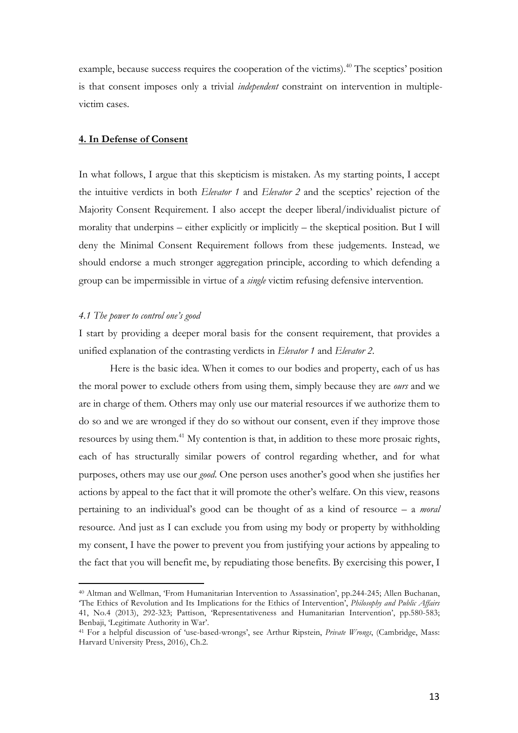example, because success requires the cooperation of the victims).[40] The sceptics' position is that consent imposes only a trivial *independent* constraint on intervention in multiple-victim cases.

## **4. In Defense of Consent**

In what follows, I argue that this skepticism is mistaken. As my starting points, I accept the intuitive verdicts in both *Elevator 1* and *Elevator 2* and the sceptics' rejection of the Majority Consent Requirement. I also accept the deeper liberal/individualist picture of morality that underpins – either explicitly or implicitly – the skeptical position. But I will deny the Minimal Consent Requirement follows from these judgements. Instead, we should endorse a much stronger aggregation principle, according to which defending a group can be impermissible in virtue of a *single* victim refusing defensive intervention.

### *4.1 The power to control one's good*

I start by providing a deeper moral basis for the consent requirement, that provides a unified explanation of the contrasting verdicts in *Elevator 1* and *Elevator 2*.

Here is the basic idea. When it comes to our bodies and property, each of us has the moral power to exclude others from using them, simply because they are *ours* and we are in charge of them. Others may only use our material resources if we authorize them to do so and we are wronged if they do so without our consent, even if they improve those resources by using them.[41] My contention is that, in addition to these more prosaic rights, each of has structurally similar powers of control regarding whether, and for what purposes, others may use our *good*. One person uses another's good when she justifies her actions by appeal to the fact that it will promote the other's welfare. On this view, reasons pertaining to an individual's good can be thought of as a kind of resource – a *moral* resource. And just as I can exclude you from using my body or property by withholding my consent, I have the power to prevent you from justifying your actions by appealing to the fact that you will benefit me, by repudiating those benefits. By exercising this power, I

---

[40] Altman and Wellman, 'From Humanitarian Intervention to Assassination', pp.244-245; Allen Buchanan, 'The Ethics of Revolution and Its Implications for the Ethics of Intervention', *Philosophy and Public Affairs* 41, No.4 (2013), 292-323; Pattison, 'Representativeness and Humanitarian Intervention', pp.580-583; Benbaji, 'Legitimate Authority in War'.

[41] For a helpful discussion of 'use-based-wrongs', see Arthur Ripstein, *Private Wrongs*, (Cambridge, Mass: Harvard University Press, 2016), Ch.2.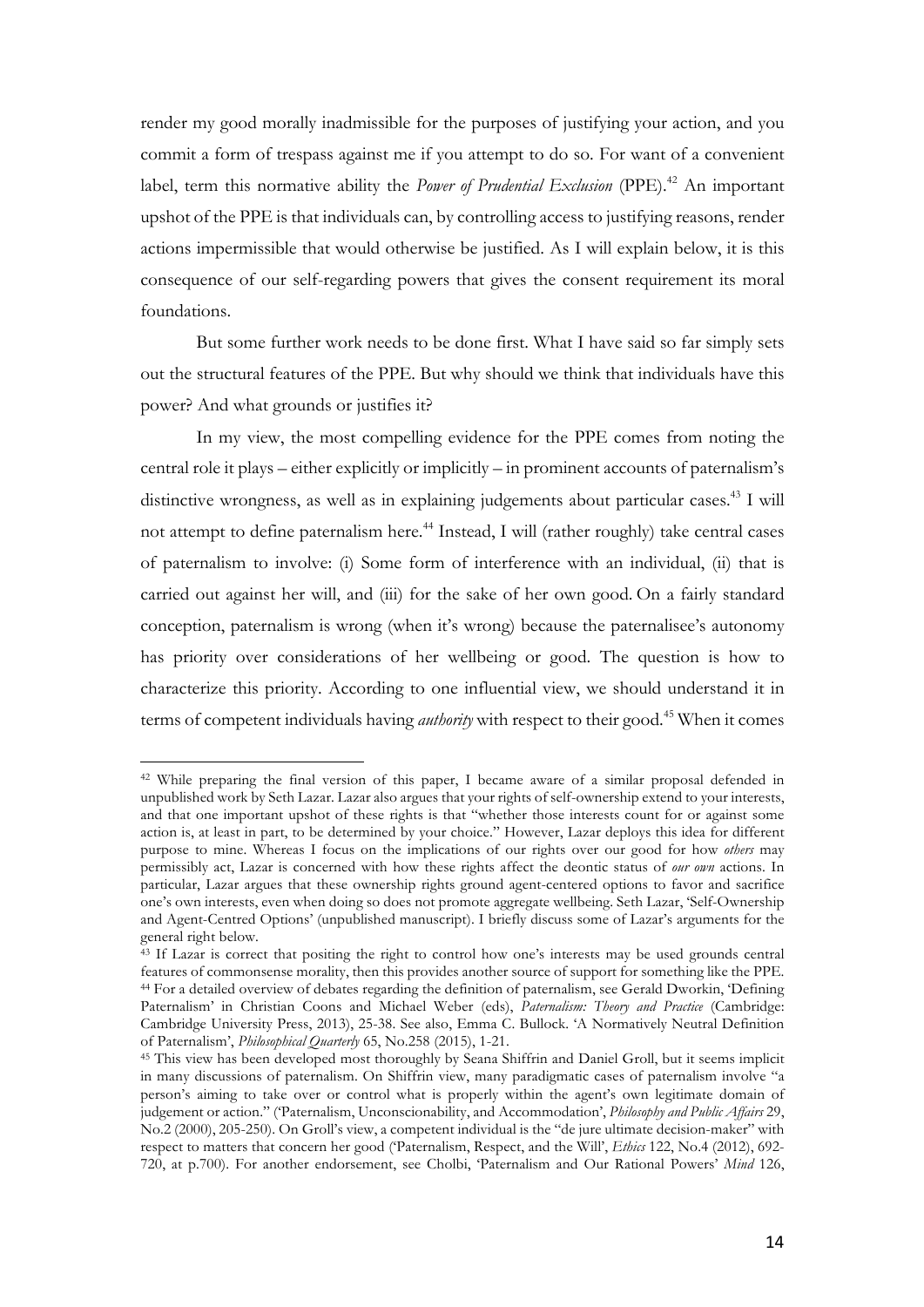render my good morally inadmissible for the purposes of justifying your action, and you commit a form of trespass against me if you attempt to do so. For want of a convenient label, term this normative ability the *Power of Prudential Exclusion* (PPE).[42] An important upshot of the PPE is that individuals can, by controlling access to justifying reasons, render actions impermissible that would otherwise be justified. As I will explain below, it is this consequence of our self-regarding powers that gives the consent requirement its moral foundations.

But some further work needs to be done first. What I have said so far simply sets out the structural features of the PPE. But why should we think that individuals have this power? And what grounds or justifies it?

In my view, the most compelling evidence for the PPE comes from noting the central role it plays – either explicitly or implicitly – in prominent accounts of paternalism's distinctive wrongness, as well as in explaining judgements about particular cases.[43] I will not attempt to define paternalism here.[44] Instead, I will (rather roughly) take central cases of paternalism to involve: (i) Some form of interference with an individual, (ii) that is carried out against her will, and (iii) for the sake of her own good. On a fairly standard conception, paternalism is wrong (when it's wrong) because the paternalisee's autonomy has priority over considerations of her wellbeing or good. The question is how to characterize this priority. According to one influential view, we should understand it in terms of competent individuals having *authority* with respect to their good.[45] When it comes

---

[42] While preparing the final version of this paper, I became aware of a similar proposal defended in unpublished work by Seth Lazar. Lazar also argues that your rights of self-ownership extend to your interests, and that one important upshot of these rights is that "whether those interests count for or against some action is, at least in part, to be determined by your choice." However, Lazar deploys this idea for different purpose to mine. Whereas I focus on the implications of our rights over our good for how *others* may permissibly act, Lazar is concerned with how these rights affect the deontic status of *our own* actions. In particular, Lazar argues that these ownership rights ground agent-centered options to favor and sacrifice one's own interests, even when doing so does not promote aggregate wellbeing. Seth Lazar, 'Self-Ownership and Agent-Centred Options' (unpublished manuscript). I briefly discuss some of Lazar's arguments for the general right below.

[43] If Lazar is correct that positing the right to control how one's interests may be used grounds central features of commonsense morality, then this provides another source of support for something like the PPE.

[44] For a detailed overview of debates regarding the definition of paternalism, see Gerald Dworkin, 'Defining Paternalism' in Christian Coons and Michael Weber (eds), *Paternalism: Theory and Practice* (Cambridge: Cambridge University Press, 2013), 25-38. See also, Emma C. Bullock. 'A Normatively Neutral Definition of Paternalism', *Philosophical Quarterly* 65, No.258 (2015), 1-21.

[45] This view has been developed most thoroughly by Seana Shiffrin and Daniel Groll, but it seems implicit in many discussions of paternalism. On Shiffrin view, many paradigmatic cases of paternalism involve "a person's aiming to take over or control what is properly within the agent's own legitimate domain of judgement or action." ('Paternalism, Unconscionability, and Accommodation', *Philosophy and Public Affairs* 29, No.2 (2000), 205-250). On Groll's view, a competent individual is the "de jure ultimate decision-maker" with respect to matters that concern her good ('Paternalism, Respect, and the Will', *Ethics* 122, No.4 (2012), 692-720, at p.700). For another endorsement, see Cholbi, 'Paternalism and Our Rational Powers' *Mind* 126,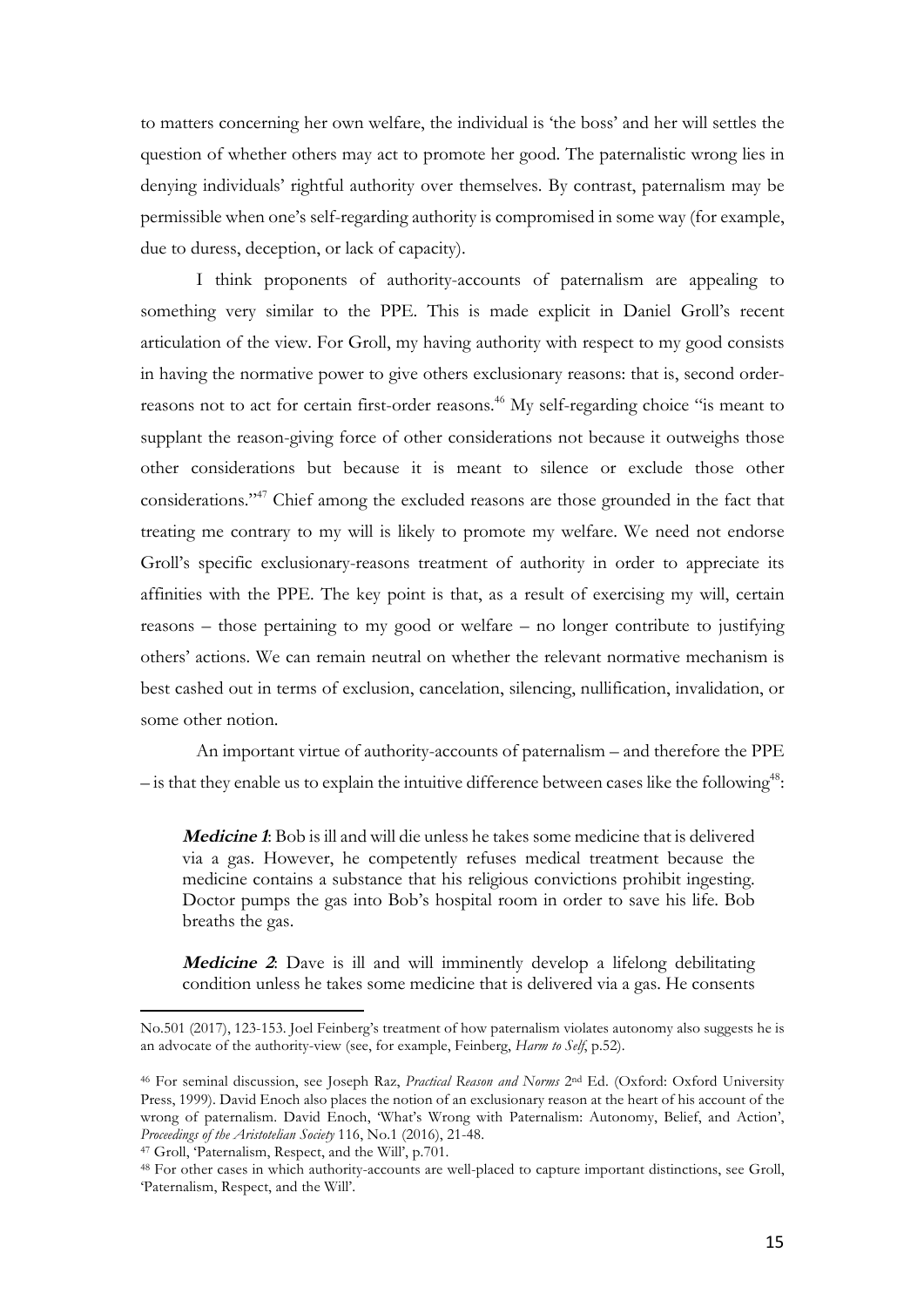to matters concerning her own welfare, the individual is 'the boss' and her will settles the question of whether others may act to promote her good. The paternalistic wrong lies in denying individuals' rightful authority over themselves. By contrast, paternalism may be permissible when one's self-regarding authority is compromised in some way (for example, due to duress, deception, or lack of capacity).

I think proponents of authority-accounts of paternalism are appealing to something very similar to the PPE. This is made explicit in Daniel Groll's recent articulation of the view. For Groll, my having authority with respect to my good consists in having the normative power to give others exclusionary reasons: that is, second order-reasons not to act for certain first-order reasons.[46] My self-regarding choice "is meant to supplant the reason-giving force of other considerations not because it outweighs those other considerations but because it is meant to silence or exclude those other considerations."[47] Chief among the excluded reasons are those grounded in the fact that treating me contrary to my will is likely to promote my welfare. We need not endorse Groll's specific exclusionary-reasons treatment of authority in order to appreciate its affinities with the PPE. The key point is that, as a result of exercising my will, certain reasons – those pertaining to my good or welfare – no longer contribute to justifying others' actions. We can remain neutral on whether the relevant normative mechanism is best cashed out in terms of exclusion, cancelation, silencing, nullification, invalidation, or some other notion.

An important virtue of authority-accounts of paternalism – and therefore the PPE – is that they enable us to explain the intuitive difference between cases like the following[48]:

> ***Medicine 1***: Bob is ill and will die unless he takes some medicine that is delivered via a gas. However, he competently refuses medical treatment because the medicine contains a substance that his religious convictions prohibit ingesting. Doctor pumps the gas into Bob's hospital room in order to save his life. Bob breaths the gas.
>
> ***Medicine 2***: Dave is ill and will imminently develop a lifelong debilitating condition unless he takes some medicine that is delivered via a gas. He consents

No.501 (2017), 123-153. Joel Feinberg's treatment of how paternalism violates autonomy also suggests he is an advocate of the authority-view (see, for example, Feinberg, *Harm to Self*, p.52).

[46] For seminal discussion, see Joseph Raz, *Practical Reason and Norms* 2nd Ed. (Oxford: Oxford University Press, 1999). David Enoch also places the notion of an exclusionary reason at the heart of his account of the wrong of paternalism. David Enoch, 'What's Wrong with Paternalism: Autonomy, Belief, and Action', *Proceedings of the Aristotelian Society* 116, No.1 (2016), 21-48.

[47] Groll, 'Paternalism, Respect, and the Will', p.701.

[48] For other cases in which authority-accounts are well-placed to capture important distinctions, see Groll, 'Paternalism, Respect, and the Will'.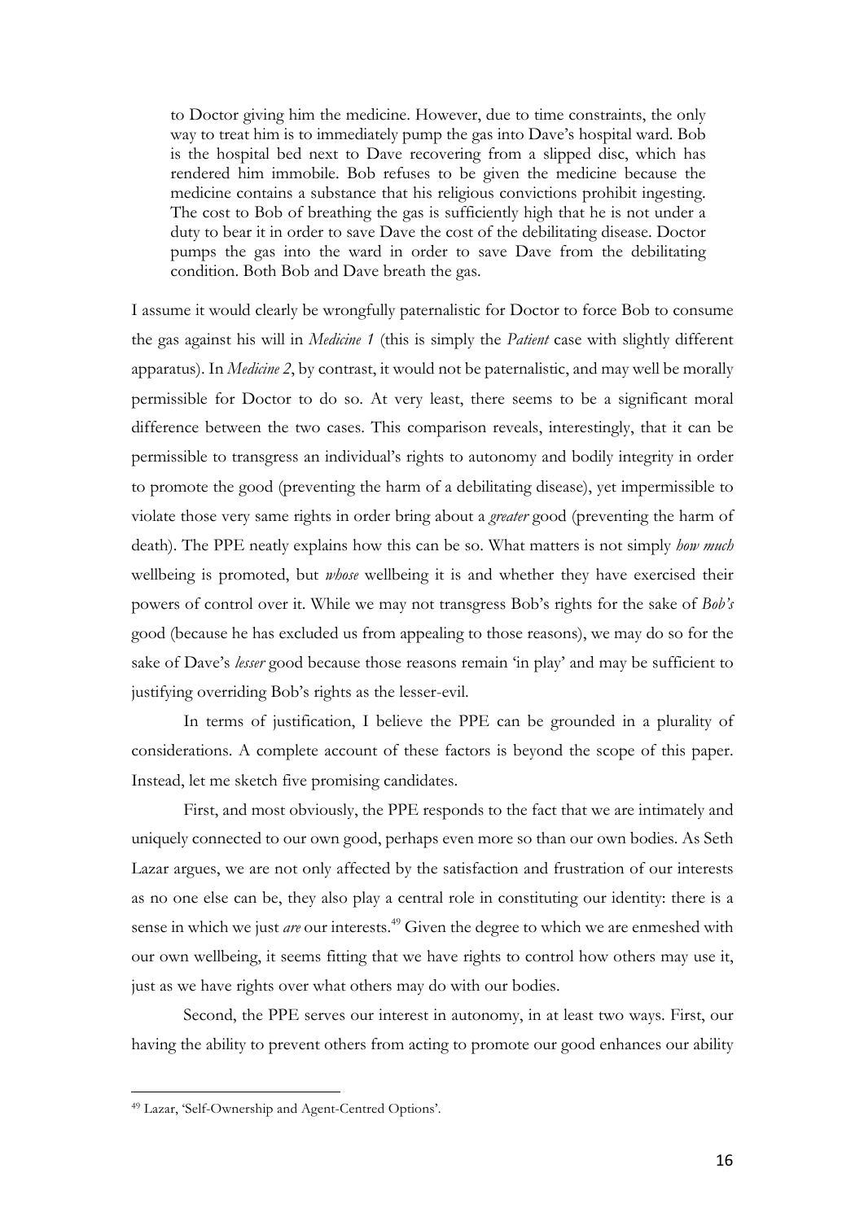> to Doctor giving him the medicine. However, due to time constraints, the only way to treat him is to immediately pump the gas into Dave's hospital ward. Bob is the hospital bed next to Dave recovering from a slipped disc, which has rendered him immobile. Bob refuses to be given the medicine because the medicine contains a substance that his religious convictions prohibit ingesting. The cost to Bob of breathing the gas is sufficiently high that he is not under a duty to bear it in order to save Dave the cost of the debilitating disease. Doctor pumps the gas into the ward in order to save Dave from the debilitating condition. Both Bob and Dave breath the gas.

I assume it would clearly be wrongfully paternalistic for Doctor to force Bob to consume the gas against his will in *Medicine 1* (this is simply the *Patient* case with slightly different apparatus). In *Medicine 2*, by contrast, it would not be paternalistic, and may well be morally permissible for Doctor to do so. At very least, there seems to be a significant moral difference between the two cases. This comparison reveals, interestingly, that it can be permissible to transgress an individual's rights to autonomy and bodily integrity in order to promote the good (preventing the harm of a debilitating disease), yet impermissible to violate those very same rights in order bring about a *greater* good (preventing the harm of death). The PPE neatly explains how this can be so. What matters is not simply *how much* wellbeing is promoted, but *whose* wellbeing it is and whether they have exercised their powers of control over it. While we may not transgress Bob's rights for the sake of *Bob's* good (because he has excluded us from appealing to those reasons), we may do so for the sake of Dave's *lesser* good because those reasons remain 'in play' and may be sufficient to justifying overriding Bob's rights as the lesser-evil.

In terms of justification, I believe the PPE can be grounded in a plurality of considerations. A complete account of these factors is beyond the scope of this paper. Instead, let me sketch five promising candidates.

First, and most obviously, the PPE responds to the fact that we are intimately and uniquely connected to our own good, perhaps even more so than our own bodies. As Seth Lazar argues, we are not only affected by the satisfaction and frustration of our interests as no one else can be, they also play a central role in constituting our identity: there is a sense in which we just *are* our interests.[49] Given the degree to which we are enmeshed with our own wellbeing, it seems fitting that we have rights to control how others may use it, just as we have rights over what others may do with our bodies.

Second, the PPE serves our interest in autonomy, in at least two ways. First, our having the ability to prevent others from acting to promote our good enhances our ability

[49] Lazar, 'Self-Ownership and Agent-Centred Options'.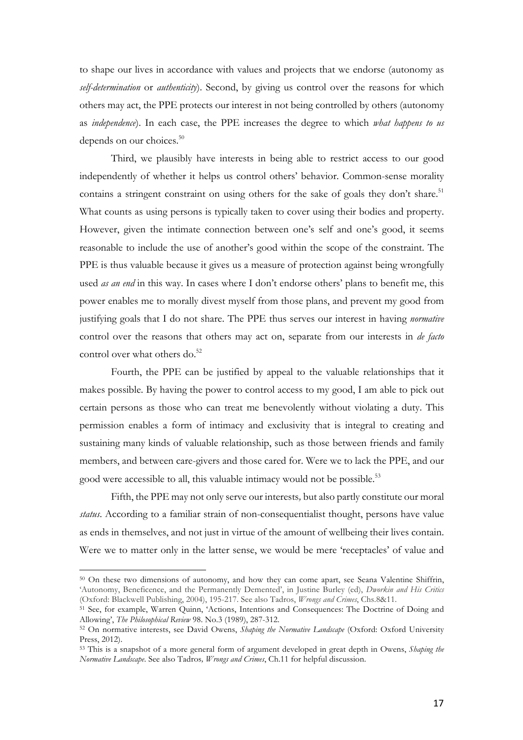to shape our lives in accordance with values and projects that we endorse (autonomy as *self-determination* or *authenticity*). Second, by giving us control over the reasons for which others may act, the PPE protects our interest in not being controlled by others (autonomy as *independence*). In each case, the PPE increases the degree to which *what happens to us* depends on our choices.[50]

Third, we plausibly have interests in being able to restrict access to our good independently of whether it helps us control others' behavior. Common-sense morality contains a stringent constraint on using others for the sake of goals they don't share.[51] What counts as using persons is typically taken to cover using their bodies and property. However, given the intimate connection between one's self and one's good, it seems reasonable to include the use of another's good within the scope of the constraint. The PPE is thus valuable because it gives us a measure of protection against being wrongfully used *as an end* in this way. In cases where I don't endorse others' plans to benefit me, this power enables me to morally divest myself from those plans, and prevent my good from justifying goals that I do not share. The PPE thus serves our interest in having *normative* control over the reasons that others may act on, separate from our interests in *de facto* control over what others do.[52]

Fourth, the PPE can be justified by appeal to the valuable relationships that it makes possible. By having the power to control access to my good, I am able to pick out certain persons as those who can treat me benevolently without violating a duty. This permission enables a form of intimacy and exclusivity that is integral to creating and sustaining many kinds of valuable relationship, such as those between friends and family members, and between care-givers and those cared for. Were we to lack the PPE, and our good were accessible to all, this valuable intimacy would not be possible.[53]

Fifth, the PPE may not only serve our interests, but also partly constitute our moral *status*. According to a familiar strain of non-consequentialist thought, persons have value as ends in themselves, and not just in virtue of the amount of wellbeing their lives contain. Were we to matter only in the latter sense, we would be mere 'receptacles' of value and

---

[50] On these two dimensions of autonomy, and how they can come apart, see Seana Valentine Shiffrin, 'Autonomy, Beneficence, and the Permanently Demented', in Justine Burley (ed), *Dworkin and His Critics* (Oxford: Blackwell Publishing, 2004), 195-217. See also Tadros, *Wrongs and Crimes*, Chs.8&11.

[51] See, for example, Warren Quinn, 'Actions, Intentions and Consequences: The Doctrine of Doing and Allowing', *The Philosophical Review* 98. No.3 (1989), 287-312.

[52] On normative interests, see David Owens, *Shaping the Normative Landscape* (Oxford: Oxford University Press, 2012).

[53] This is a snapshot of a more general form of argument developed in great depth in Owens, *Shaping the Normative Landscape*. See also Tadros, *Wrongs and Crimes*, Ch.11 for helpful discussion.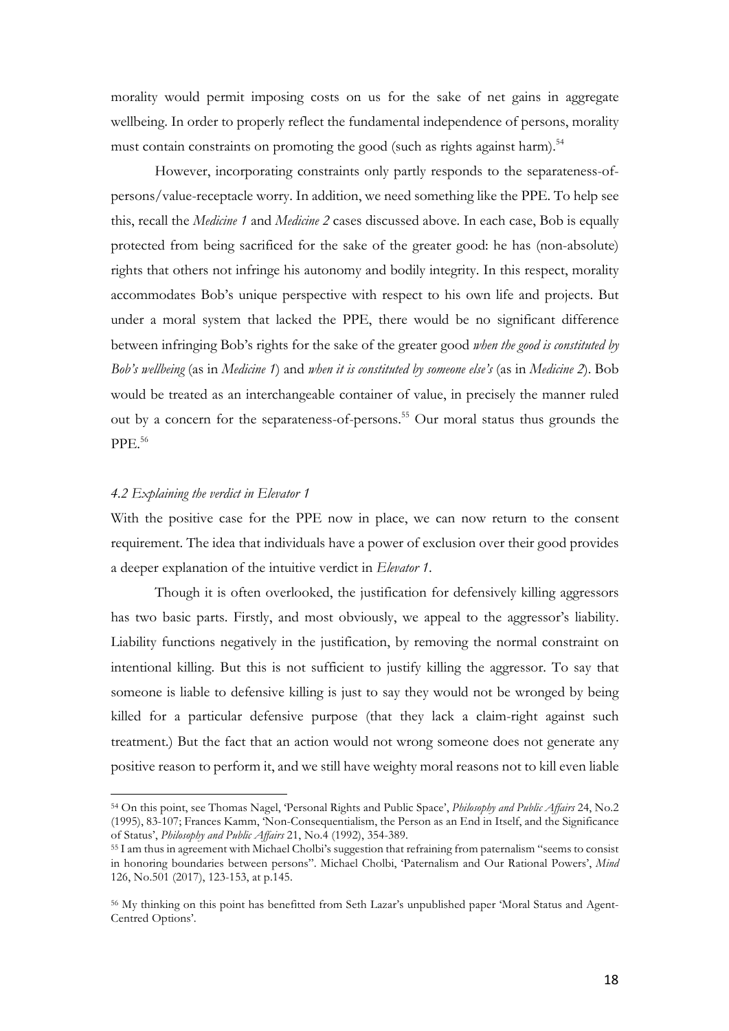morality would permit imposing costs on us for the sake of net gains in aggregate wellbeing. In order to properly reflect the fundamental independence of persons, morality must contain constraints on promoting the good (such as rights against harm).[54]

However, incorporating constraints only partly responds to the separateness-of-persons/value-receptacle worry. In addition, we need something like the PPE. To help see this, recall the *Medicine 1* and *Medicine 2* cases discussed above. In each case, Bob is equally protected from being sacrificed for the sake of the greater good: he has (non-absolute) rights that others not infringe his autonomy and bodily integrity. In this respect, morality accommodates Bob's unique perspective with respect to his own life and projects. But under a moral system that lacked the PPE, there would be no significant difference between infringing Bob's rights for the sake of the greater good *when the good is constituted by Bob's wellbeing* (as in *Medicine 1*) and *when it is constituted by someone else's* (as in *Medicine 2*). Bob would be treated as an interchangeable container of value, in precisely the manner ruled out by a concern for the separateness-of-persons.[55] Our moral status thus grounds the PPE.[56]

### *4.2 Explaining the verdict in Elevator 1*

With the positive case for the PPE now in place, we can now return to the consent requirement. The idea that individuals have a power of exclusion over their good provides a deeper explanation of the intuitive verdict in *Elevator 1*.

Though it is often overlooked, the justification for defensively killing aggressors has two basic parts. Firstly, and most obviously, we appeal to the aggressor's liability. Liability functions negatively in the justification, by removing the normal constraint on intentional killing. But this is not sufficient to justify killing the aggressor. To say that someone is liable to defensive killing is just to say they would not be wronged by being killed for a particular defensive purpose (that they lack a claim-right against such treatment.) But the fact that an action would not wrong someone does not generate any positive reason to perform it, and we still have weighty moral reasons not to kill even liable

---

[54] On this point, see Thomas Nagel, 'Personal Rights and Public Space', *Philosophy and Public Affairs* 24, No.2 (1995), 83-107; Frances Kamm, 'Non-Consequentialism, the Person as an End in Itself, and the Significance of Status', *Philosophy and Public Affairs* 21, No.4 (1992), 354-389.

[55] I am thus in agreement with Michael Cholbi's suggestion that refraining from paternalism "seems to consist in honoring boundaries between persons". Michael Cholbi, 'Paternalism and Our Rational Powers', *Mind* 126, No.501 (2017), 123-153, at p.145.

[56] My thinking on this point has benefitted from Seth Lazar's unpublished paper 'Moral Status and Agent-Centred Options'.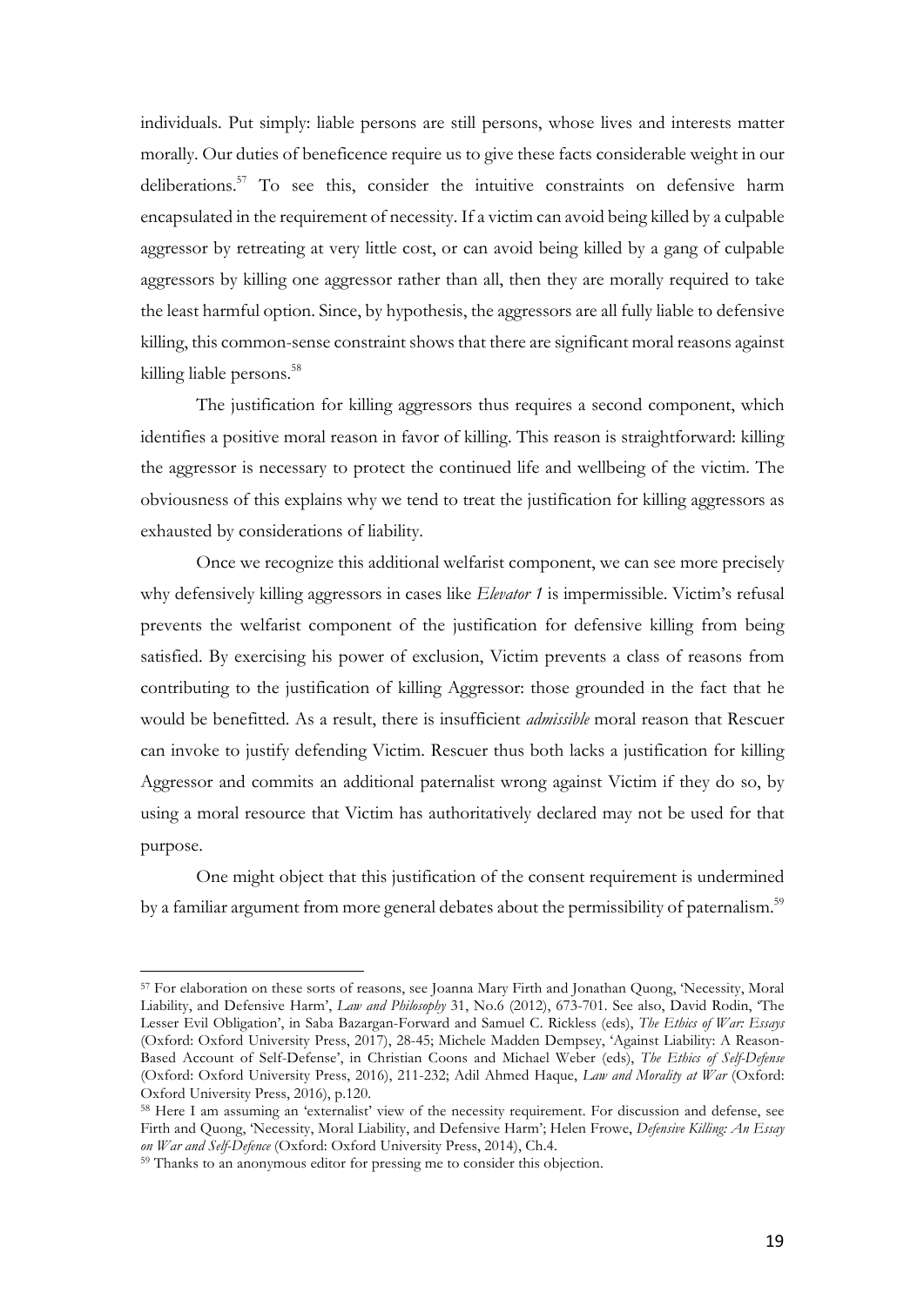individuals. Put simply: liable persons are still persons, whose lives and interests matter morally. Our duties of beneficence require us to give these facts considerable weight in our deliberations.[57] To see this, consider the intuitive constraints on defensive harm encapsulated in the requirement of necessity. If a victim can avoid being killed by a culpable aggressor by retreating at very little cost, or can avoid being killed by a gang of culpable aggressors by killing one aggressor rather than all, then they are morally required to take the least harmful option. Since, by hypothesis, the aggressors are all fully liable to defensive killing, this common-sense constraint shows that there are significant moral reasons against killing liable persons.[58]

The justification for killing aggressors thus requires a second component, which identifies a positive moral reason in favor of killing. This reason is straightforward: killing the aggressor is necessary to protect the continued life and wellbeing of the victim. The obviousness of this explains why we tend to treat the justification for killing aggressors as exhausted by considerations of liability.

Once we recognize this additional welfarist component, we can see more precisely why defensively killing aggressors in cases like *Elevator 1* is impermissible. Victim's refusal prevents the welfarist component of the justification for defensive killing from being satisfied. By exercising his power of exclusion, Victim prevents a class of reasons from contributing to the justification of killing Aggressor: those grounded in the fact that he would be benefitted. As a result, there is insufficient *admissible* moral reason that Rescuer can invoke to justify defending Victim. Rescuer thus both lacks a justification for killing Aggressor and commits an additional paternalist wrong against Victim if they do so, by using a moral resource that Victim has authoritatively declared may not be used for that purpose.

One might object that this justification of the consent requirement is undermined by a familiar argument from more general debates about the permissibility of paternalism.[59]

---

[57] For elaboration on these sorts of reasons, see Joanna Mary Firth and Jonathan Quong, 'Necessity, Moral Liability, and Defensive Harm', *Law and Philosophy* 31, No.6 (2012), 673-701. See also, David Rodin, 'The Lesser Evil Obligation', in Saba Bazargan-Forward and Samuel C. Rickless (eds), *The Ethics of War: Essays* (Oxford: Oxford University Press, 2017), 28-45; Michele Madden Dempsey, 'Against Liability: A Reason-Based Account of Self-Defense', in Christian Coons and Michael Weber (eds), *The Ethics of Self-Defense* (Oxford: Oxford University Press, 2016), 211-232; Adil Ahmed Haque, *Law and Morality at War* (Oxford: Oxford University Press, 2016), p.120.

[58] Here I am assuming an 'externalist' view of the necessity requirement. For discussion and defense, see Firth and Quong, 'Necessity, Moral Liability, and Defensive Harm'; Helen Frowe, *Defensive Killing: An Essay on War and Self-Defence* (Oxford: Oxford University Press, 2014), Ch.4.

[59] Thanks to an anonymous editor for pressing me to consider this objection.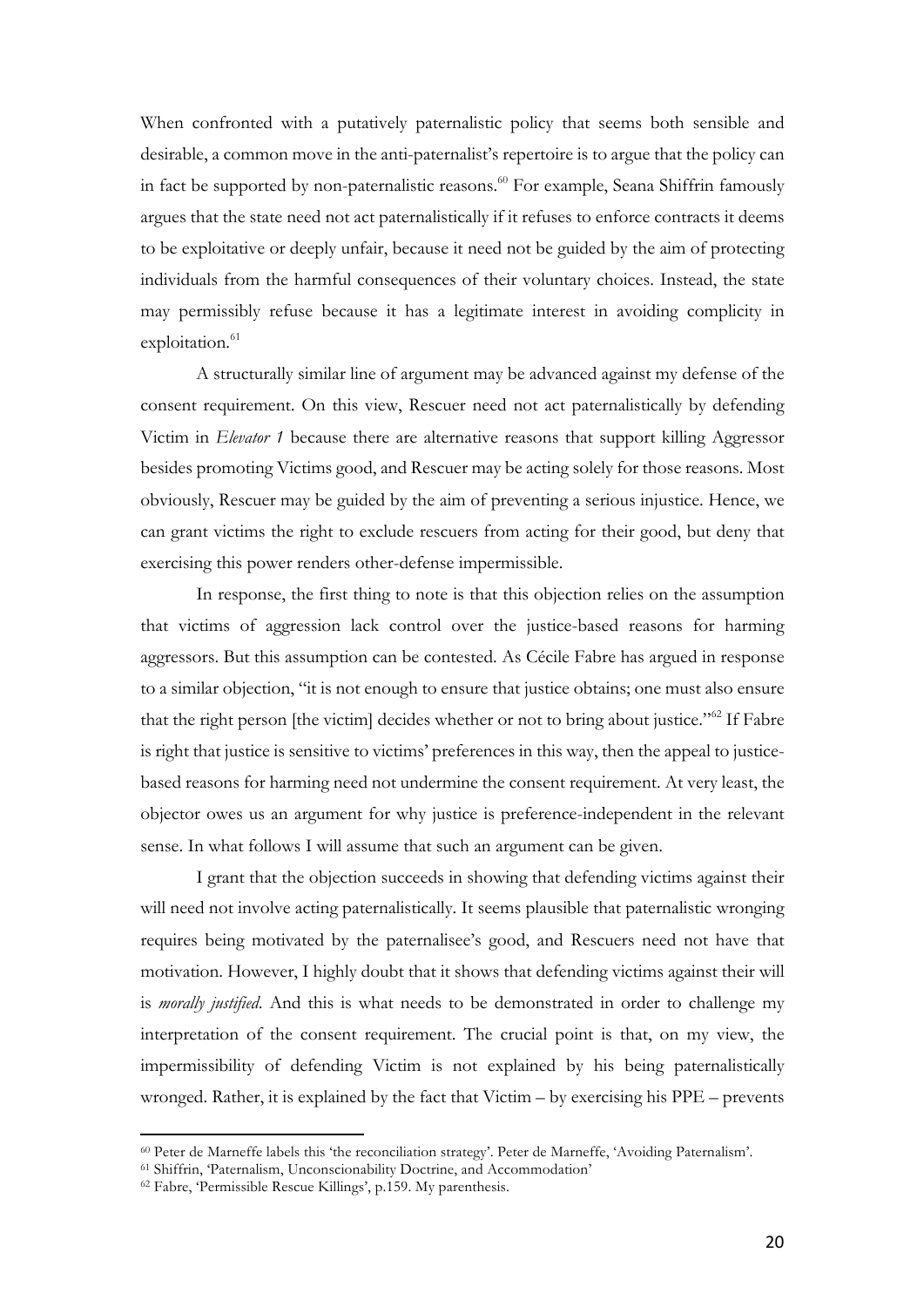When confronted with a putatively paternalistic policy that seems both sensible and desirable, a common move in the anti-paternalist's repertoire is to argue that the policy can in fact be supported by non-paternalistic reasons.[60] For example, Seana Shiffrin famously argues that the state need not act paternalistically if it refuses to enforce contracts it deems to be exploitative or deeply unfair, because it need not be guided by the aim of protecting individuals from the harmful consequences of their voluntary choices. Instead, the state may permissibly refuse because it has a legitimate interest in avoiding complicity in exploitation.[61]

A structurally similar line of argument may be advanced against my defense of the consent requirement. On this view, Rescuer need not act paternalistically by defending Victim in *Elevator 1* because there are alternative reasons that support killing Aggressor besides promoting Victims good, and Rescuer may be acting solely for those reasons. Most obviously, Rescuer may be guided by the aim of preventing a serious injustice. Hence, we can grant victims the right to exclude rescuers from acting for their good, but deny that exercising this power renders other-defense impermissible.

In response, the first thing to note is that this objection relies on the assumption that victims of aggression lack control over the justice-based reasons for harming aggressors. But this assumption can be contested. As Cécile Fabre has argued in response to a similar objection, "it is not enough to ensure that justice obtains; one must also ensure that the right person [the victim] decides whether or not to bring about justice."[62] If Fabre is right that justice is sensitive to victims' preferences in this way, then the appeal to justice-based reasons for harming need not undermine the consent requirement. At very least, the objector owes us an argument for why justice is preference-independent in the relevant sense. In what follows I will assume that such an argument can be given.

I grant that the objection succeeds in showing that defending victims against their will need not involve acting paternalistically. It seems plausible that paternalistic wronging requires being motivated by the paternalisee's good, and Rescuers need not have that motivation. However, I highly doubt that it shows that defending victims against their will is *morally justified*. And this is what needs to be demonstrated in order to challenge my interpretation of the consent requirement. The crucial point is that, on my view, the impermissibility of defending Victim is not explained by his being paternalistically wronged. Rather, it is explained by the fact that Victim – by exercising his PPE – prevents

---

[60] Peter de Marneffe labels this 'the reconciliation strategy'. Peter de Marneffe, 'Avoiding Paternalism'.

[61] Shiffrin, 'Paternalism, Unconscionability Doctrine, and Accommodation'

[62] Fabre, 'Permissible Rescue Killings', p.159. My parenthesis.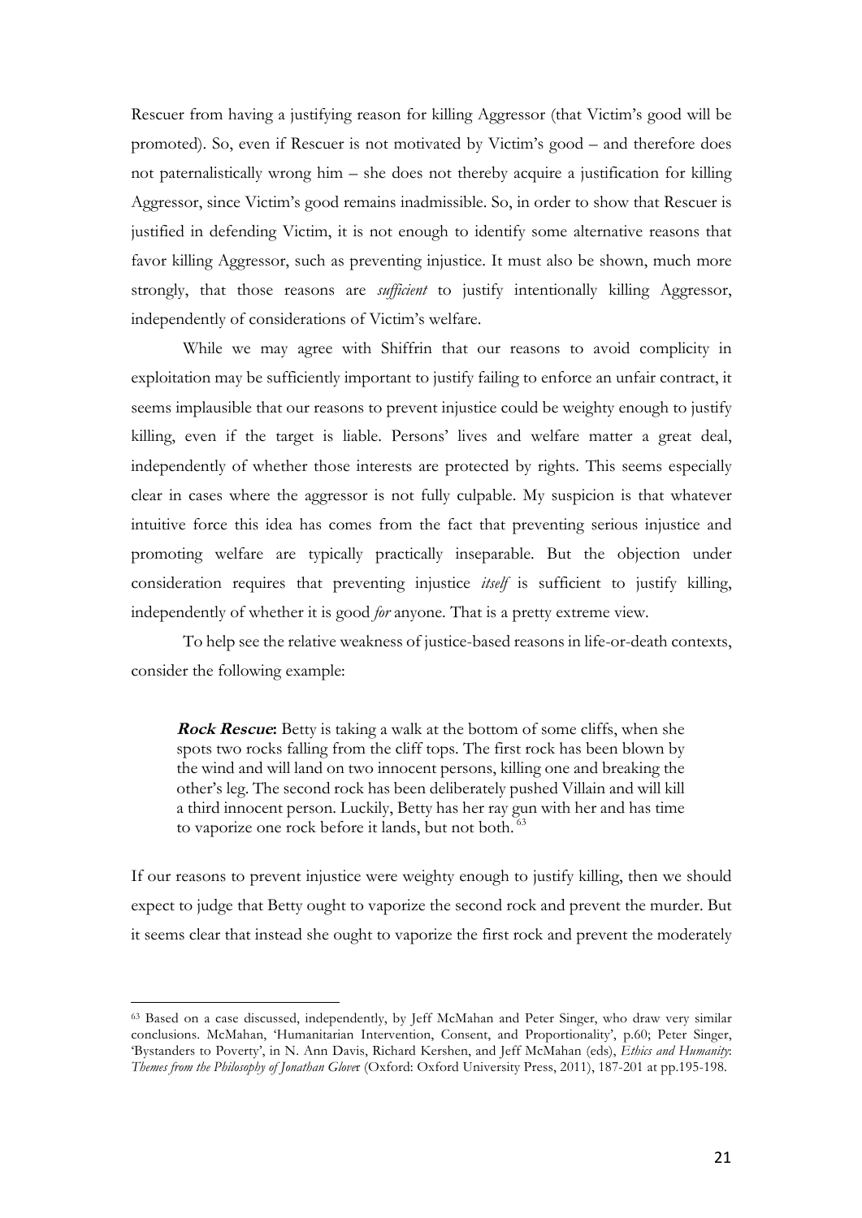Rescuer from having a justifying reason for killing Aggressor (that Victim's good will be promoted). So, even if Rescuer is not motivated by Victim's good – and therefore does not paternalistically wrong him – she does not thereby acquire a justification for killing Aggressor, since Victim's good remains inadmissible. So, in order to show that Rescuer is justified in defending Victim, it is not enough to identify some alternative reasons that favor killing Aggressor, such as preventing injustice. It must also be shown, much more strongly, that those reasons are *sufficient* to justify intentionally killing Aggressor, independently of considerations of Victim's welfare.

While we may agree with Shiffrin that our reasons to avoid complicity in exploitation may be sufficiently important to justify failing to enforce an unfair contract, it seems implausible that our reasons to prevent injustice could be weighty enough to justify killing, even if the target is liable. Persons' lives and welfare matter a great deal, independently of whether those interests are protected by rights. This seems especially clear in cases where the aggressor is not fully culpable. My suspicion is that whatever intuitive force this idea has comes from the fact that preventing serious injustice and promoting welfare are typically practically inseparable. But the objection under consideration requires that preventing injustice *itself* is sufficient to justify killing, independently of whether it is good *for* anyone. That is a pretty extreme view.

To help see the relative weakness of justice-based reasons in life-or-death contexts, consider the following example:

> **Rock Rescue**: Betty is taking a walk at the bottom of some cliffs, when she spots two rocks falling from the cliff tops. The first rock has been blown by the wind and will land on two innocent persons, killing one and breaking the other's leg. The second rock has been deliberately pushed Villain and will kill a third innocent person. Luckily, Betty has her ray gun with her and has time to vaporize one rock before it lands, but not both.[63]

If our reasons to prevent injustice were weighty enough to justify killing, then we should expect to judge that Betty ought to vaporize the second rock and prevent the murder. But it seems clear that instead she ought to vaporize the first rock and prevent the moderately

---

[63] Based on a case discussed, independently, by Jeff McMahan and Peter Singer, who draw very similar conclusions. McMahan, 'Humanitarian Intervention, Consent, and Proportionality', p.60; Peter Singer, 'Bystanders to Poverty', in N. Ann Davis, Richard Kershen, and Jeff McMahan (eds), *Ethics and Humanity: Themes from the Philosophy of Jonathan Glover* (Oxford: Oxford University Press, 2011), 187-201 at pp.195-198.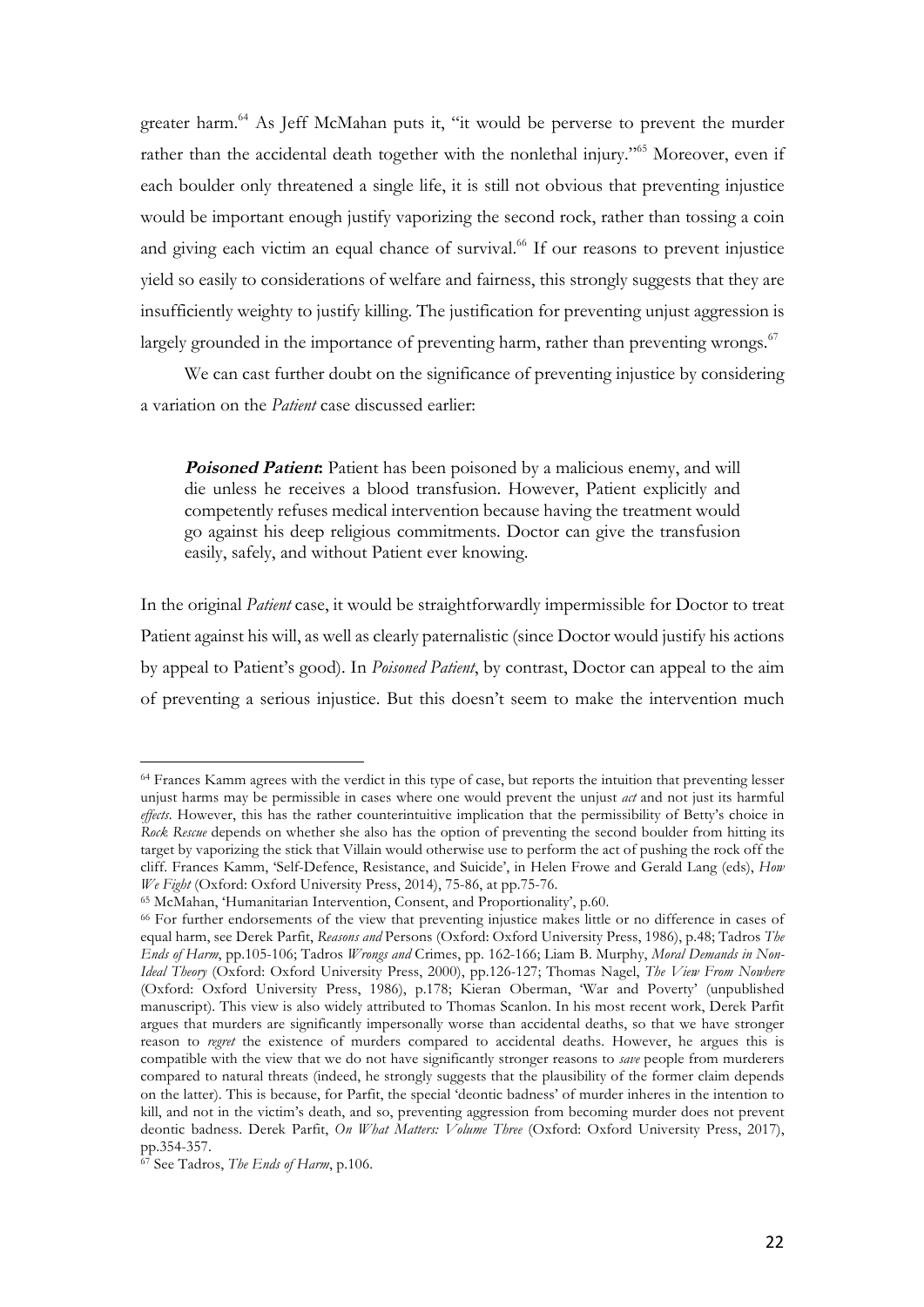greater harm.[64] As Jeff McMahan puts it, "it would be perverse to prevent the murder rather than the accidental death together with the nonlethal injury."[65] Moreover, even if each boulder only threatened a single life, it is still not obvious that preventing injustice would be important enough justify vaporizing the second rock, rather than tossing a coin and giving each victim an equal chance of survival.[66] If our reasons to prevent injustice yield so easily to considerations of welfare and fairness, this strongly suggests that they are insufficiently weighty to justify killing. The justification for preventing unjust aggression is largely grounded in the importance of preventing harm, rather than preventing wrongs.[67]

We can cast further doubt on the significance of preventing injustice by considering a variation on the *Patient* case discussed earlier:

> ***Poisoned Patient*:** Patient has been poisoned by a malicious enemy, and will die unless he receives a blood transfusion. However, Patient explicitly and competently refuses medical intervention because having the treatment would go against his deep religious commitments. Doctor can give the transfusion easily, safely, and without Patient ever knowing.

In the original *Patient* case, it would be straightforwardly impermissible for Doctor to treat Patient against his will, as well as clearly paternalistic (since Doctor would justify his actions by appeal to Patient's good). In *Poisoned Patient*, by contrast, Doctor can appeal to the aim of preventing a serious injustice. But this doesn't seem to make the intervention much

---

[64] Frances Kamm agrees with the verdict in this type of case, but reports the intuition that preventing lesser unjust harms may be permissible in cases where one would prevent the unjust *act* and not just its harmful *effects*. However, this has the rather counterintuitive implication that the permissibility of Betty's choice in *Rock Rescue* depends on whether she also has the option of preventing the second boulder from hitting its target by vaporizing the stick that Villain would otherwise use to perform the act of pushing the rock off the cliff. Frances Kamm, 'Self-Defence, Resistance, and Suicide', in Helen Frowe and Gerald Lang (eds), *How We Fight* (Oxford: Oxford University Press, 2014), 75-86, at pp.75-76.

[65] McMahan, 'Humanitarian Intervention, Consent, and Proportionality', p.60.

[66] For further endorsements of the view that preventing injustice makes little or no difference in cases of equal harm, see Derek Parfit, *Reasons and* Persons (Oxford: Oxford University Press, 1986), p.48; Tadros *The Ends of Harm*, pp.105-106; Tadros *Wrongs and* Crimes, pp. 162-166; Liam B. Murphy, *Moral Demands in Non-Ideal Theory* (Oxford: Oxford University Press, 2000), pp.126-127; Thomas Nagel, *The View From Nowhere* (Oxford: Oxford University Press, 1986), p.178; Kieran Oberman, 'War and Poverty' (unpublished manuscript). This view is also widely attributed to Thomas Scanlon. In his most recent work, Derek Parfit argues that murders are significantly impersonally worse than accidental deaths, so that we have stronger reason to *regret* the existence of murders compared to accidental deaths. However, he argues this is compatible with the view that we do not have significantly stronger reasons to *save* people from murderers compared to natural threats (indeed, he strongly suggests that the plausibility of the former claim depends on the latter). This is because, for Parfit, the special 'deontic badness' of murder inheres in the intention to kill, and not in the victim's death, and so, preventing aggression from becoming murder does not prevent deontic badness. Derek Parfit, *On What Matters: Volume Three* (Oxford: Oxford University Press, 2017), pp.354-357.

[67] See Tadros, *The Ends of Harm*, p.106.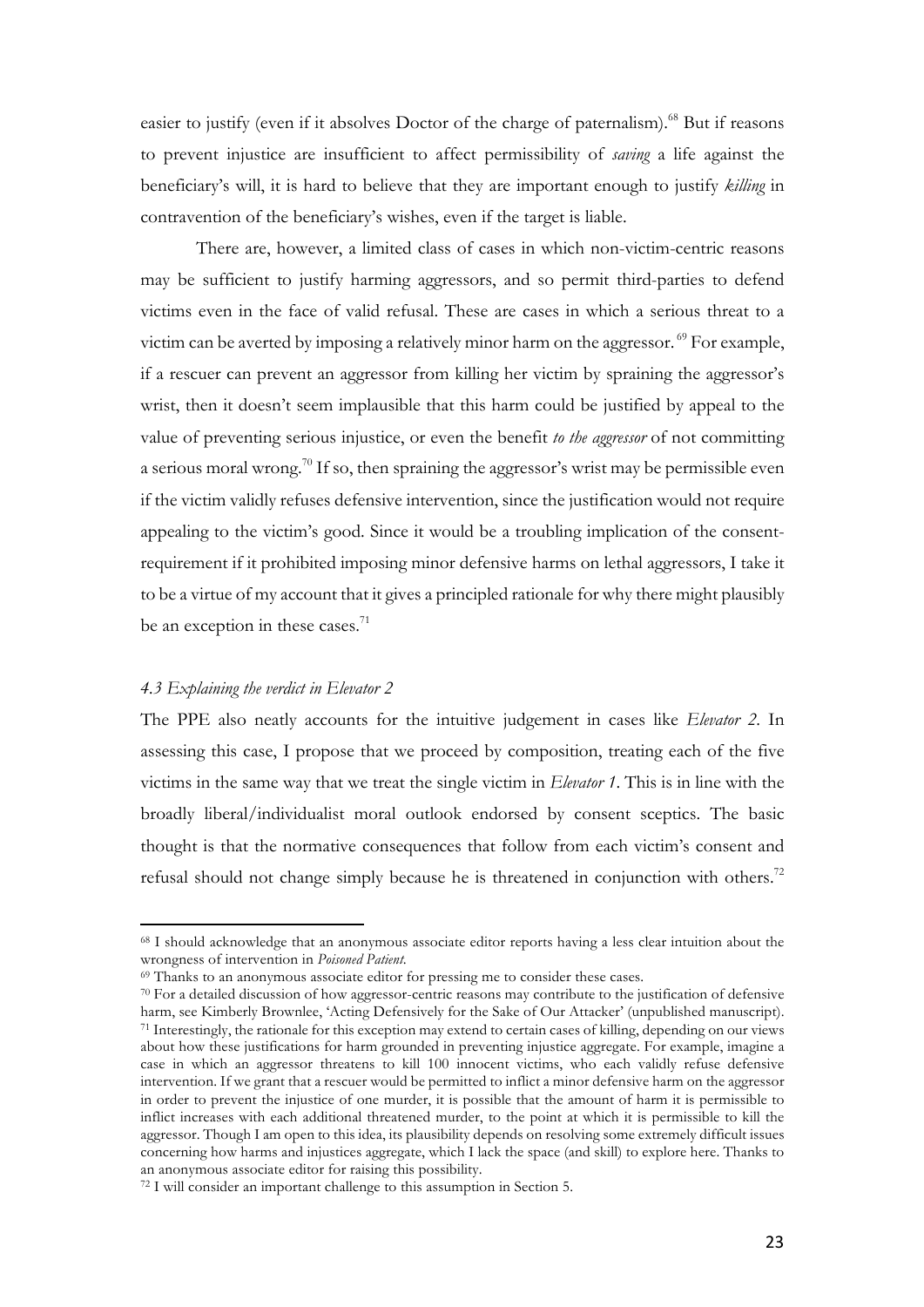easier to justify (even if it absolves Doctor of the charge of paternalism).[68] But if reasons to prevent injustice are insufficient to affect permissibility of *saving* a life against the beneficiary's will, it is hard to believe that they are important enough to justify *killing* in contravention of the beneficiary's wishes, even if the target is liable.

There are, however, a limited class of cases in which non-victim-centric reasons may be sufficient to justify harming aggressors, and so permit third-parties to defend victims even in the face of valid refusal. These are cases in which a serious threat to a victim can be averted by imposing a relatively minor harm on the aggressor.[69] For example, if a rescuer can prevent an aggressor from killing her victim by spraining the aggressor's wrist, then it doesn't seem implausible that this harm could be justified by appeal to the value of preventing serious injustice, or even the benefit *to the aggressor* of not committing a serious moral wrong.[70] If so, then spraining the aggressor's wrist may be permissible even if the victim validly refuses defensive intervention, since the justification would not require appealing to the victim's good. Since it would be a troubling implication of the consent-requirement if it prohibited imposing minor defensive harms on lethal aggressors, I take it to be a virtue of my account that it gives a principled rationale for why there might plausibly be an exception in these cases.[71]

### *4.3 Explaining the verdict in Elevator 2*

The PPE also neatly accounts for the intuitive judgement in cases like *Elevator 2*. In assessing this case, I propose that we proceed by composition, treating each of the five victims in the same way that we treat the single victim in *Elevator 1*. This is in line with the broadly liberal/individualist moral outlook endorsed by consent sceptics. The basic thought is that the normative consequences that follow from each victim's consent and refusal should not change simply because he is threatened in conjunction with others.[72]

---

[68] I should acknowledge that an anonymous associate editor reports having a less clear intuition about the wrongness of intervention in *Poisoned Patient*.

[69] Thanks to an anonymous associate editor for pressing me to consider these cases.

[70] For a detailed discussion of how aggressor-centric reasons may contribute to the justification of defensive harm, see Kimberly Brownlee, 'Acting Defensively for the Sake of Our Attacker' (unpublished manuscript).

[71] Interestingly, the rationale for this exception may extend to certain cases of killing, depending on our views about how these justifications for harm grounded in preventing injustice aggregate. For example, imagine a case in which an aggressor threatens to kill 100 innocent victims, who each validly refuse defensive intervention. If we grant that a rescuer would be permitted to inflict a minor defensive harm on the aggressor in order to prevent the injustice of one murder, it is possible that the amount of harm it is permissible to inflict increases with each additional threatened murder, to the point at which it is permissible to kill the aggressor. Though I am open to this idea, its plausibility depends on resolving some extremely difficult issues concerning how harms and injustices aggregate, which I lack the space (and skill) to explore here. Thanks to an anonymous associate editor for raising this possibility.

[72] I will consider an important challenge to this assumption in Section 5.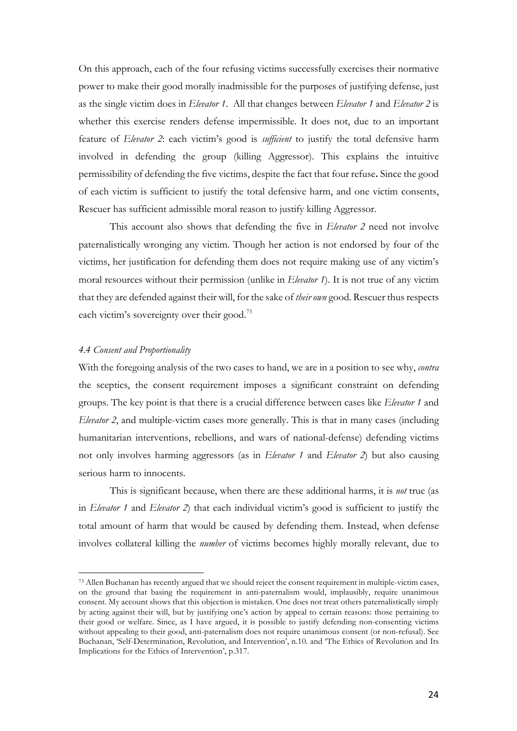On this approach, each of the four refusing victims successfully exercises their normative power to make their good morally inadmissible for the purposes of justifying defense, just as the single victim does in *Elevator 1*. All that changes between *Elevator 1* and *Elevator 2* is whether this exercise renders defense impermissible. It does not, due to an important feature of *Elevator 2*: each victim's good is *sufficient* to justify the total defensive harm involved in defending the group (killing Aggressor). This explains the intuitive permissibility of defending the five victims, despite the fact that four refuse**.** Since the good of each victim is sufficient to justify the total defensive harm, and one victim consents, Rescuer has sufficient admissible moral reason to justify killing Aggressor.

This account also shows that defending the five in *Elevator 2* need not involve paternalistically wronging any victim. Though her action is not endorsed by four of the victims, her justification for defending them does not require making use of any victim's moral resources without their permission (unlike in *Elevator 1*). It is not true of any victim that they are defended against their will, for the sake of *their own* good. Rescuer thus respects each victim's sovereignty over their good.[73]

### *4.4 Consent and Proportionality*

With the foregoing analysis of the two cases to hand, we are in a position to see why, *contra* the sceptics, the consent requirement imposes a significant constraint on defending groups. The key point is that there is a crucial difference between cases like *Elevator 1* and *Elevator 2*, and multiple-victim cases more generally. This is that in many cases (including humanitarian interventions, rebellions, and wars of national-defense) defending victims not only involves harming aggressors (as in *Elevator 1* and *Elevator 2*) but also causing serious harm to innocents.

This is significant because, when there are these additional harms, it is *not* true (as in *Elevator 1* and *Elevator 2*) that each individual victim's good is sufficient to justify the total amount of harm that would be caused by defending them. Instead, when defense involves collateral killing the *number* of victims becomes highly morally relevant, due to

---

[73] Allen Buchanan has recently argued that we should reject the consent requirement in multiple-victim cases, on the ground that basing the requirement in anti-paternalism would, implausibly, require unanimous consent. My account shows that this objection is mistaken. One does not treat others paternalistically simply by acting against their will, but by justifying one's action by appeal to certain reasons: those pertaining to their good or welfare. Since, as I have argued, it is possible to justify defending non-consenting victims without appealing to their good, anti-paternalism does not require unanimous consent (or non-refusal). See Buchanan, 'Self-Determination, Revolution, and Intervention', n.10. and 'The Ethics of Revolution and Its Implications for the Ethics of Intervention', p.317.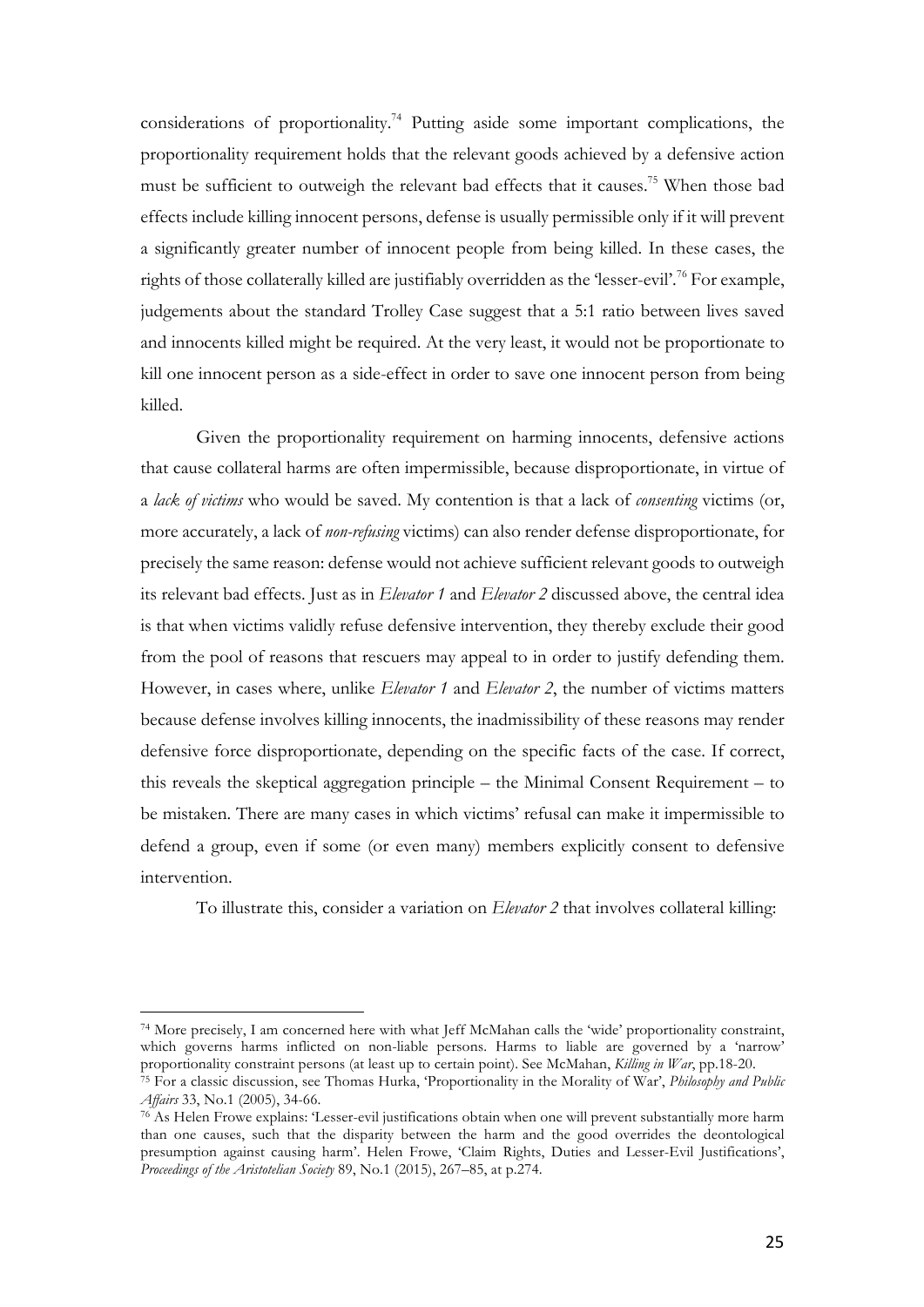considerations of proportionality.[74] Putting aside some important complications, the proportionality requirement holds that the relevant goods achieved by a defensive action must be sufficient to outweigh the relevant bad effects that it causes.[75] When those bad effects include killing innocent persons, defense is usually permissible only if it will prevent a significantly greater number of innocent people from being killed. In these cases, the rights of those collaterally killed are justifiably overridden as the 'lesser-evil'.[76] For example, judgements about the standard Trolley Case suggest that a 5:1 ratio between lives saved and innocents killed might be required. At the very least, it would not be proportionate to kill one innocent person as a side-effect in order to save one innocent person from being killed.

Given the proportionality requirement on harming innocents, defensive actions that cause collateral harms are often impermissible, because disproportionate, in virtue of a *lack of victims* who would be saved. My contention is that a lack of *consenting* victims (or, more accurately, a lack of *non-refusing* victims) can also render defense disproportionate, for precisely the same reason: defense would not achieve sufficient relevant goods to outweigh its relevant bad effects. Just as in *Elevator 1* and *Elevator 2* discussed above, the central idea is that when victims validly refuse defensive intervention, they thereby exclude their good from the pool of reasons that rescuers may appeal to in order to justify defending them. However, in cases where, unlike *Elevator 1* and *Elevator 2*, the number of victims matters because defense involves killing innocents, the inadmissibility of these reasons may render defensive force disproportionate, depending on the specific facts of the case. If correct, this reveals the skeptical aggregation principle – the Minimal Consent Requirement – to be mistaken. There are many cases in which victims' refusal can make it impermissible to defend a group, even if some (or even many) members explicitly consent to defensive intervention.

To illustrate this, consider a variation on *Elevator 2* that involves collateral killing:

---

[74] More precisely, I am concerned here with what Jeff McMahan calls the 'wide' proportionality constraint, which governs harms inflicted on non-liable persons. Harms to liable are governed by a 'narrow' proportionality constraint persons (at least up to certain point). See McMahan, *Killing in War*, pp.18-20.

[75] For a classic discussion, see Thomas Hurka, 'Proportionality in the Morality of War', *Philosophy and Public Affairs* 33, No.1 (2005), 34-66.

[76] As Helen Frowe explains: 'Lesser-evil justifications obtain when one will prevent substantially more harm than one causes, such that the disparity between the harm and the good overrides the deontological presumption against causing harm'. Helen Frowe, 'Claim Rights, Duties and Lesser-Evil Justifications', *Proceedings of the Aristotelian Society* 89, No.1 (2015), 267–85, at p.274.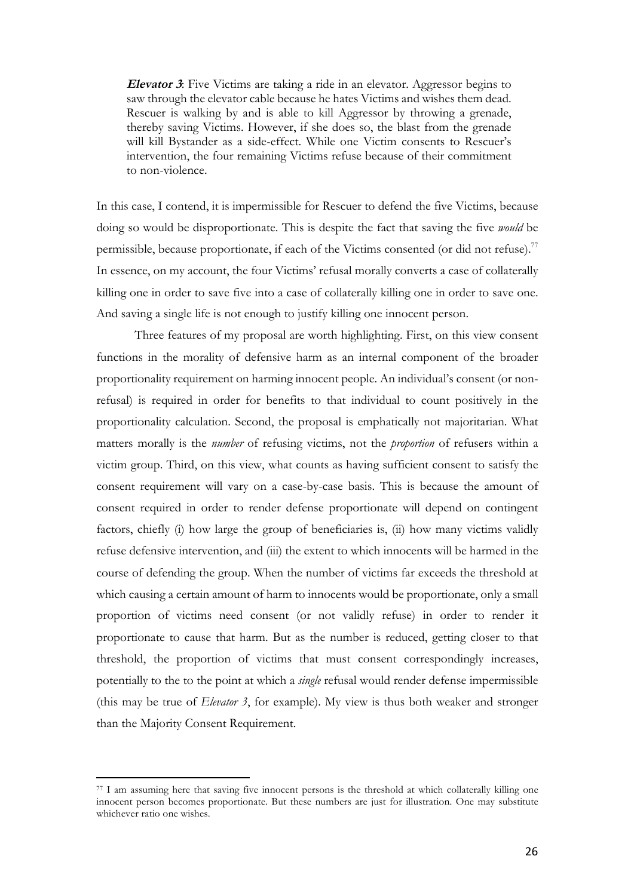> ***Elevator 3***: Five Victims are taking a ride in an elevator. Aggressor begins to saw through the elevator cable because he hates Victims and wishes them dead. Rescuer is walking by and is able to kill Aggressor by throwing a grenade, thereby saving Victims. However, if she does so, the blast from the grenade will kill Bystander as a side-effect. While one Victim consents to Rescuer's intervention, the four remaining Victims refuse because of their commitment to non-violence.

In this case, I contend, it is impermissible for Rescuer to defend the five Victims, because doing so would be disproportionate. This is despite the fact that saving the five *would* be permissible, because proportionate, if each of the Victims consented (or did not refuse).[77] In essence, on my account, the four Victims' refusal morally converts a case of collaterally killing one in order to save five into a case of collaterally killing one in order to save one. And saving a single life is not enough to justify killing one innocent person.

Three features of my proposal are worth highlighting. First, on this view consent functions in the morality of defensive harm as an internal component of the broader proportionality requirement on harming innocent people. An individual's consent (or non-refusal) is required in order for benefits to that individual to count positively in the proportionality calculation. Second, the proposal is emphatically not majoritarian. What matters morally is the *number* of refusing victims, not the *proportion* of refusers within a victim group. Third, on this view, what counts as having sufficient consent to satisfy the consent requirement will vary on a case-by-case basis. This is because the amount of consent required in order to render defense proportionate will depend on contingent factors, chiefly (i) how large the group of beneficiaries is, (ii) how many victims validly refuse defensive intervention, and (iii) the extent to which innocents will be harmed in the course of defending the group. When the number of victims far exceeds the threshold at which causing a certain amount of harm to innocents would be proportionate, only a small proportion of victims need consent (or not validly refuse) in order to render it proportionate to cause that harm. But as the number is reduced, getting closer to that threshold, the proportion of victims that must consent correspondingly increases, potentially to the to the point at which a *single* refusal would render defense impermissible (this may be true of *Elevator 3*, for example). My view is thus both weaker and stronger than the Majority Consent Requirement.

---

[77] I am assuming here that saving five innocent persons is the threshold at which collaterally killing one innocent person becomes proportionate. But these numbers are just for illustration. One may substitute whichever ratio one wishes.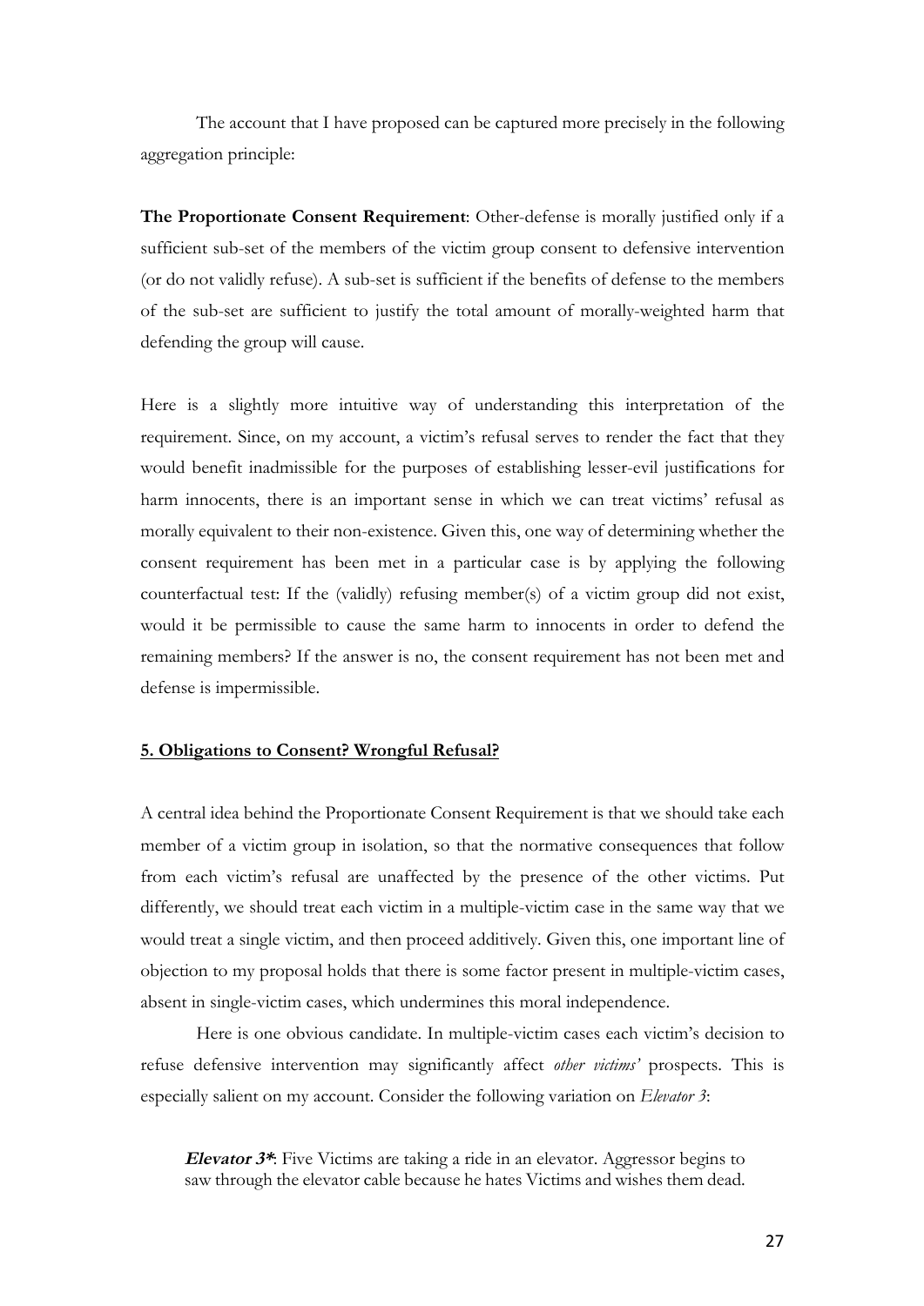The account that I have proposed can be captured more precisely in the following aggregation principle:

**The Proportionate Consent Requirement**: Other-defense is morally justified only if a sufficient sub-set of the members of the victim group consent to defensive intervention (or do not validly refuse). A sub-set is sufficient if the benefits of defense to the members of the sub-set are sufficient to justify the total amount of morally-weighted harm that defending the group will cause.

Here is a slightly more intuitive way of understanding this interpretation of the requirement. Since, on my account, a victim's refusal serves to render the fact that they would benefit inadmissible for the purposes of establishing lesser-evil justifications for harm innocents, there is an important sense in which we can treat victims' refusal as morally equivalent to their non-existence. Given this, one way of determining whether the consent requirement has been met in a particular case is by applying the following counterfactual test: If the (validly) refusing member(s) of a victim group did not exist, would it be permissible to cause the same harm to innocents in order to defend the remaining members? If the answer is no, the consent requirement has not been met and defense is impermissible.

## 5. Obligations to Consent? Wrongful Refusal?

A central idea behind the Proportionate Consent Requirement is that we should take each member of a victim group in isolation, so that the normative consequences that follow from each victim's refusal are unaffected by the presence of the other victims. Put differently, we should treat each victim in a multiple-victim case in the same way that we would treat a single victim, and then proceed additively. Given this, one important line of objection to my proposal holds that there is some factor present in multiple-victim cases, absent in single-victim cases, which undermines this moral independence.

Here is one obvious candidate. In multiple-victim cases each victim's decision to refuse defensive intervention may significantly affect *other victims'* prospects. This is especially salient on my account. Consider the following variation on *Elevator 3*:

> ***Elevator 3****: Five Victims are taking a ride in an elevator. Aggressor begins to saw through the elevator cable because he hates Victims and wishes them dead.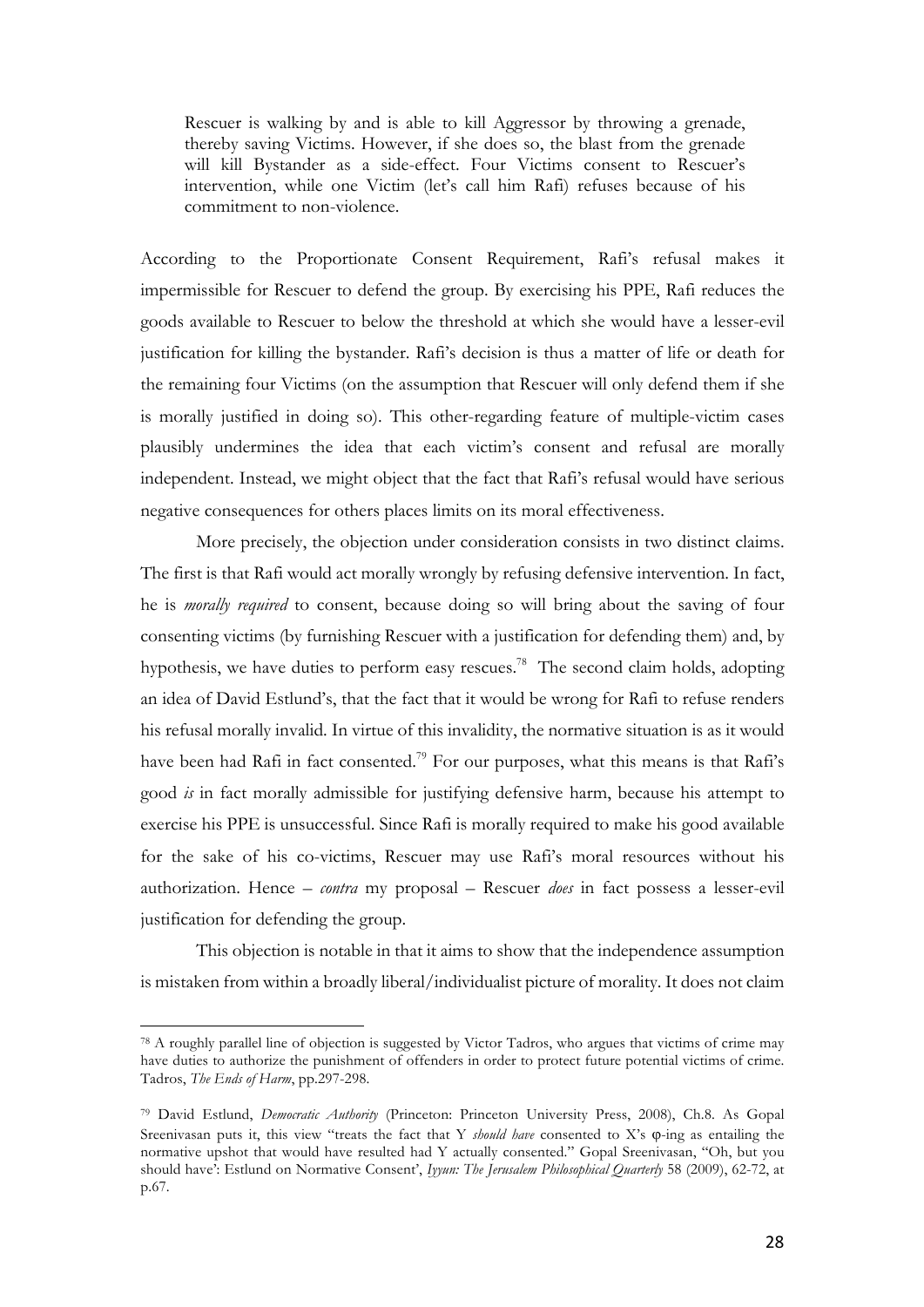> Rescuer is walking by and is able to kill Aggressor by throwing a grenade, thereby saving Victims. However, if she does so, the blast from the grenade will kill Bystander as a side-effect. Four Victims consent to Rescuer's intervention, while one Victim (let's call him Rafi) refuses because of his commitment to non-violence.

According to the Proportionate Consent Requirement, Rafi's refusal makes it impermissible for Rescuer to defend the group. By exercising his PPE, Rafi reduces the goods available to Rescuer to below the threshold at which she would have a lesser-evil justification for killing the bystander. Rafi's decision is thus a matter of life or death for the remaining four Victims (on the assumption that Rescuer will only defend them if she is morally justified in doing so). This other-regarding feature of multiple-victim cases plausibly undermines the idea that each victim's consent and refusal are morally independent. Instead, we might object that the fact that Rafi's refusal would have serious negative consequences for others places limits on its moral effectiveness.

More precisely, the objection under consideration consists in two distinct claims. The first is that Rafi would act morally wrongly by refusing defensive intervention. In fact, he is *morally required* to consent, because doing so will bring about the saving of four consenting victims (by furnishing Rescuer with a justification for defending them) and, by hypothesis, we have duties to perform easy rescues.[78] The second claim holds, adopting an idea of David Estlund's, that the fact that it would be wrong for Rafi to refuse renders his refusal morally invalid. In virtue of this invalidity, the normative situation is as it would have been had Rafi in fact consented.[79] For our purposes, what this means is that Rafi's good *is* in fact morally admissible for justifying defensive harm, because his attempt to exercise his PPE is unsuccessful. Since Rafi is morally required to make his good available for the sake of his co-victims, Rescuer may use Rafi's moral resources without his authorization. Hence – *contra* my proposal – Rescuer *does* in fact possess a lesser-evil justification for defending the group.

This objection is notable in that it aims to show that the independence assumption is mistaken from within a broadly liberal/individualist picture of morality. It does not claim

---

[78] A roughly parallel line of objection is suggested by Victor Tadros, who argues that victims of crime may have duties to authorize the punishment of offenders in order to protect future potential victims of crime. Tadros, *The Ends of Harm*, pp.297-298.

[79] David Estlund, *Democratic Authority* (Princeton: Princeton University Press, 2008), Ch.8. As Gopal Sreenivasan puts it, this view "treats the fact that Y *should have* consented to X's φ-ing as entailing the normative upshot that would have resulted had Y actually consented." Gopal Sreenivasan, "Oh, but you should have': Estlund on Normative Consent', *Iyyun: The Jerusalem Philosophical Quarterly* 58 (2009), 62-72, at p.67.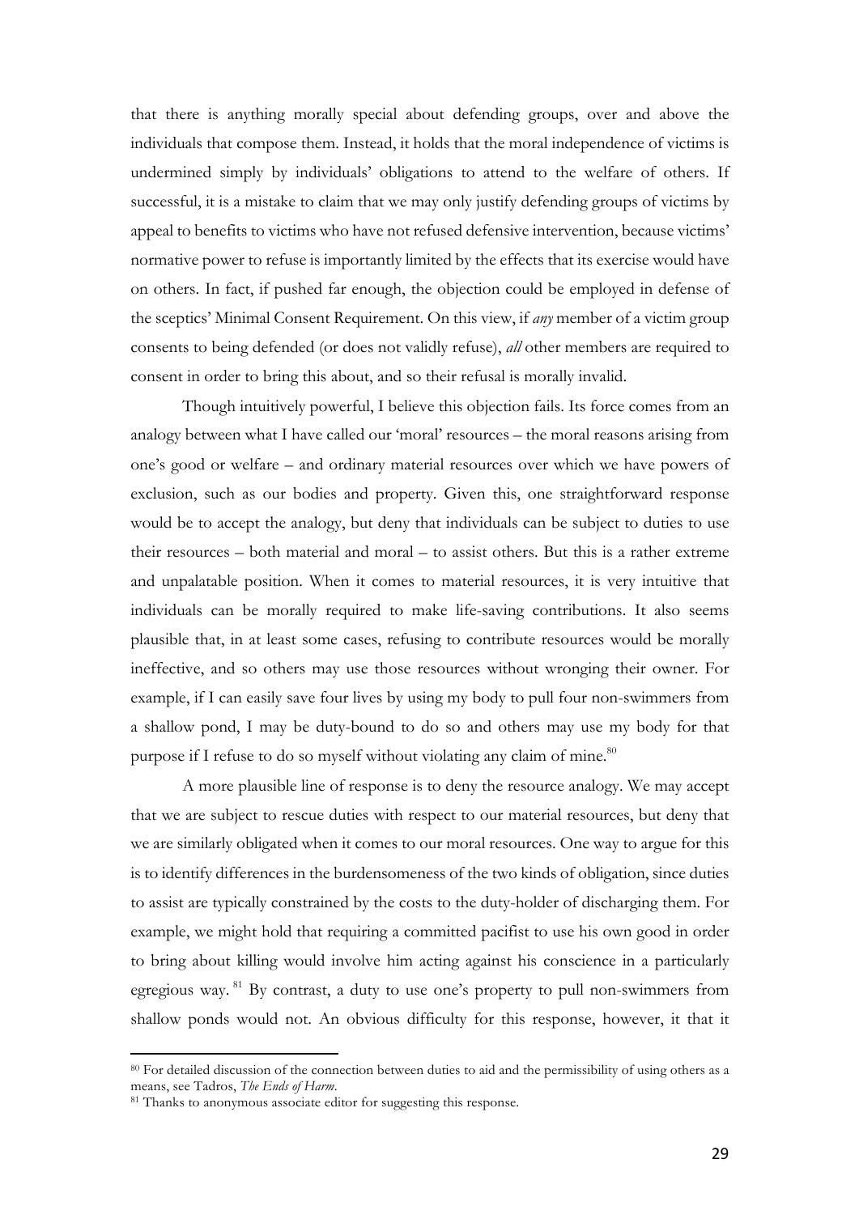that there is anything morally special about defending groups, over and above the individuals that compose them. Instead, it holds that the moral independence of victims is undermined simply by individuals' obligations to attend to the welfare of others. If successful, it is a mistake to claim that we may only justify defending groups of victims by appeal to benefits to victims who have not refused defensive intervention, because victims' normative power to refuse is importantly limited by the effects that its exercise would have on others. In fact, if pushed far enough, the objection could be employed in defense of the sceptics' Minimal Consent Requirement. On this view, if *any* member of a victim group consents to being defended (or does not validly refuse), *all* other members are required to consent in order to bring this about, and so their refusal is morally invalid.

Though intuitively powerful, I believe this objection fails. Its force comes from an analogy between what I have called our 'moral' resources – the moral reasons arising from one's good or welfare – and ordinary material resources over which we have powers of exclusion, such as our bodies and property. Given this, one straightforward response would be to accept the analogy, but deny that individuals can be subject to duties to use their resources – both material and moral – to assist others. But this is a rather extreme and unpalatable position. When it comes to material resources, it is very intuitive that individuals can be morally required to make life-saving contributions. It also seems plausible that, in at least some cases, refusing to contribute resources would be morally ineffective, and so others may use those resources without wronging their owner. For example, if I can easily save four lives by using my body to pull four non-swimmers from a shallow pond, I may be duty-bound to do so and others may use my body for that purpose if I refuse to do so myself without violating any claim of mine.[80]

A more plausible line of response is to deny the resource analogy. We may accept that we are subject to rescue duties with respect to our material resources, but deny that we are similarly obligated when it comes to our moral resources. One way to argue for this is to identify differences in the burdensomeness of the two kinds of obligation, since duties to assist are typically constrained by the costs to the duty-holder of discharging them. For example, we might hold that requiring a committed pacifist to use his own good in order to bring about killing would involve him acting against his conscience in a particularly egregious way.[81] By contrast, a duty to use one's property to pull non-swimmers from shallow ponds would not. An obvious difficulty for this response, however, it that it

[80] For detailed discussion of the connection between duties to aid and the permissibility of using others as a means, see Tadros, *The Ends of Harm*.

[81] Thanks to anonymous associate editor for suggesting this response.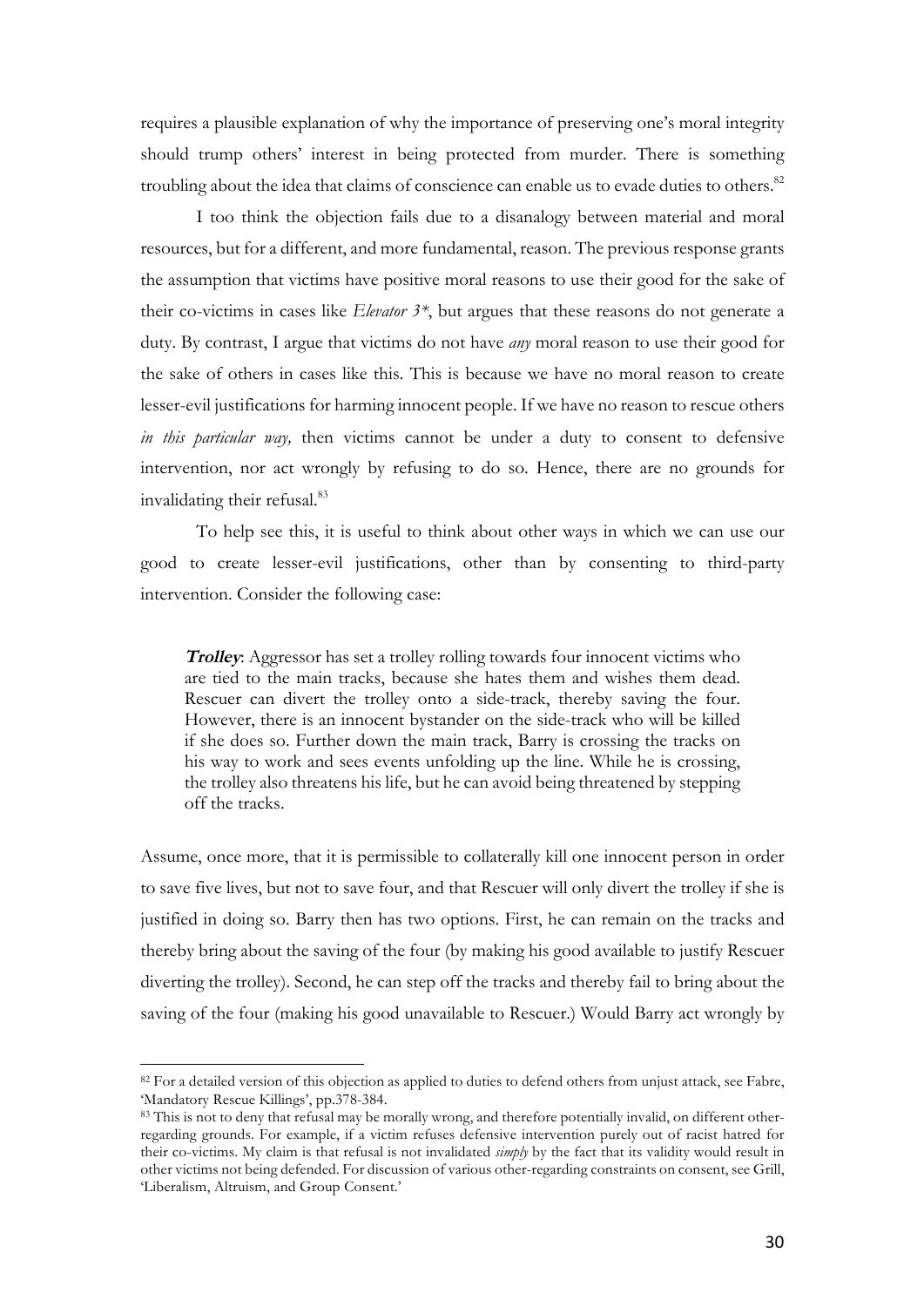requires a plausible explanation of why the importance of preserving one's moral integrity should trump others' interest in being protected from murder. There is something troubling about the idea that claims of conscience can enable us to evade duties to others.[82]

I too think the objection fails due to a disanalogy between material and moral resources, but for a different, and more fundamental, reason. The previous response grants the assumption that victims have positive moral reasons to use their good for the sake of their co-victims in cases like *Elevator 3**, but argues that these reasons do not generate a duty. By contrast, I argue that victims do not have *any* moral reason to use their good for the sake of others in cases like this. This is because we have no moral reason to create lesser-evil justifications for harming innocent people. If we have no reason to rescue others *in this particular way,* then victims cannot be under a duty to consent to defensive intervention, nor act wrongly by refusing to do so. Hence, there are no grounds for invalidating their refusal.[83]

To help see this, it is useful to think about other ways in which we can use our good to create lesser-evil justifications, other than by consenting to third-party intervention. Consider the following case:

> ***Trolley***: Aggressor has set a trolley rolling towards four innocent victims who are tied to the main tracks, because she hates them and wishes them dead. Rescuer can divert the trolley onto a side-track, thereby saving the four. However, there is an innocent bystander on the side-track who will be killed if she does so. Further down the main track, Barry is crossing the tracks on his way to work and sees events unfolding up the line. While he is crossing, the trolley also threatens his life, but he can avoid being threatened by stepping off the tracks.

Assume, once more, that it is permissible to collaterally kill one innocent person in order to save five lives, but not to save four, and that Rescuer will only divert the trolley if she is justified in doing so. Barry then has two options. First, he can remain on the tracks and thereby bring about the saving of the four (by making his good available to justify Rescuer diverting the trolley). Second, he can step off the tracks and thereby fail to bring about the saving of the four (making his good unavailable to Rescuer.) Would Barry act wrongly by

---

[82] For a detailed version of this objection as applied to duties to defend others from unjust attack, see Fabre, 'Mandatory Rescue Killings', pp.378-384.

[83] This is not to deny that refusal may be morally wrong, and therefore potentially invalid, on different other-regarding grounds. For example, if a victim refuses defensive intervention purely out of racist hatred for their co-victims. My claim is that refusal is not invalidated *simply* by the fact that its validity would result in other victims not being defended. For discussion of various other-regarding constraints on consent, see Grill, 'Liberalism, Altruism, and Group Consent.'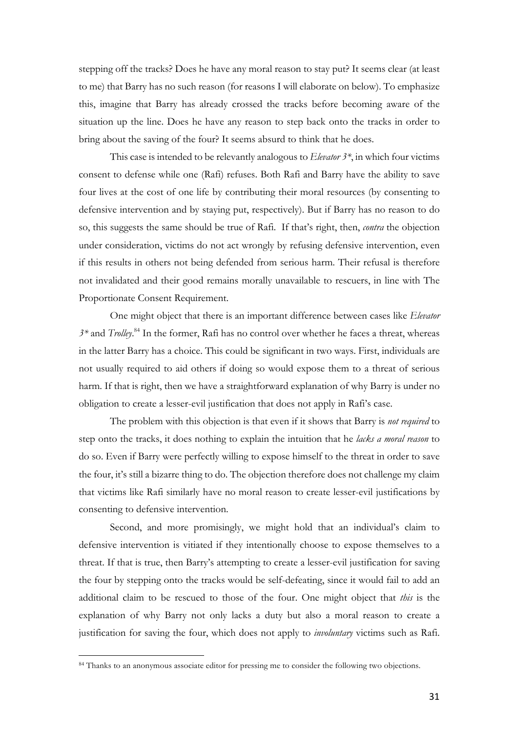stepping off the tracks? Does he have any moral reason to stay put? It seems clear (at least to me) that Barry has no such reason (for reasons I will elaborate on below). To emphasize this, imagine that Barry has already crossed the tracks before becoming aware of the situation up the line. Does he have any reason to step back onto the tracks in order to bring about the saving of the four? It seems absurd to think that he does.

This case is intended to be relevantly analogous to *Elevator 3\**, in which four victims consent to defense while one (Rafi) refuses. Both Rafi and Barry have the ability to save four lives at the cost of one life by contributing their moral resources (by consenting to defensive intervention and by staying put, respectively). But if Barry has no reason to do so, this suggests the same should be true of Rafi. If that's right, then, *contra* the objection under consideration, victims do not act wrongly by refusing defensive intervention, even if this results in others not being defended from serious harm. Their refusal is therefore not invalidated and their good remains morally unavailable to rescuers, in line with The Proportionate Consent Requirement.

One might object that there is an important difference between cases like *Elevator 3\** and *Trolley*.[84] In the former, Rafi has no control over whether he faces a threat, whereas in the latter Barry has a choice. This could be significant in two ways. First, individuals are not usually required to aid others if doing so would expose them to a threat of serious harm. If that is right, then we have a straightforward explanation of why Barry is under no obligation to create a lesser-evil justification that does not apply in Rafi's case.

The problem with this objection is that even if it shows that Barry is *not required* to step onto the tracks, it does nothing to explain the intuition that he *lacks a moral reason* to do so. Even if Barry were perfectly willing to expose himself to the threat in order to save the four, it's still a bizarre thing to do. The objection therefore does not challenge my claim that victims like Rafi similarly have no moral reason to create lesser-evil justifications by consenting to defensive intervention.

Second, and more promisingly, we might hold that an individual's claim to defensive intervention is vitiated if they intentionally choose to expose themselves to a threat. If that is true, then Barry's attempting to create a lesser-evil justification for saving the four by stepping onto the tracks would be self-defeating, since it would fail to add an additional claim to be rescued to those of the four. One might object that *this* is the explanation of why Barry not only lacks a duty but also a moral reason to create a justification for saving the four, which does not apply to *involuntary* victims such as Rafi.

---

[84] Thanks to an anonymous associate editor for pressing me to consider the following two objections.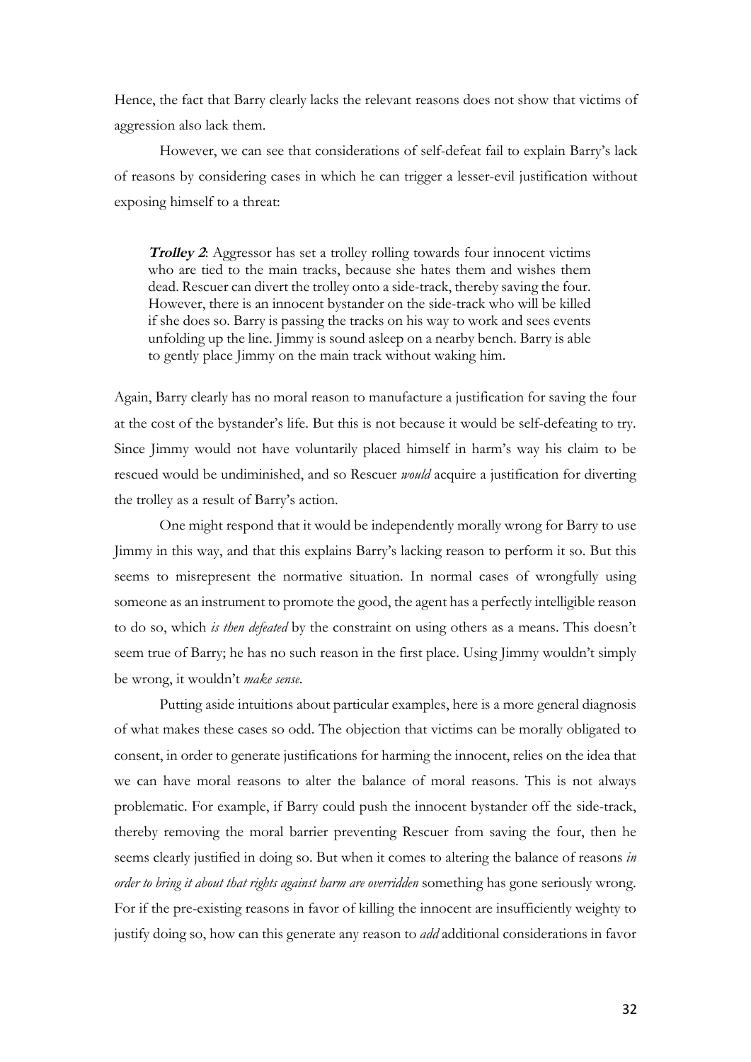Hence, the fact that Barry clearly lacks the relevant reasons does not show that victims of aggression also lack them.

However, we can see that considerations of self-defeat fail to explain Barry's lack of reasons by considering cases in which he can trigger a lesser-evil justification without exposing himself to a threat:

> ***Trolley 2***: Aggressor has set a trolley rolling towards four innocent victims who are tied to the main tracks, because she hates them and wishes them dead. Rescuer can divert the trolley onto a side-track, thereby saving the four. However, there is an innocent bystander on the side-track who will be killed if she does so. Barry is passing the tracks on his way to work and sees events unfolding up the line. Jimmy is sound asleep on a nearby bench. Barry is able to gently place Jimmy on the main track without waking him.

Again, Barry clearly has no moral reason to manufacture a justification for saving the four at the cost of the bystander's life. But this is not because it would be self-defeating to try. Since Jimmy would not have voluntarily placed himself in harm's way his claim to be rescued would be undiminished, and so Rescuer *would* acquire a justification for diverting the trolley as a result of Barry's action.

One might respond that it would be independently morally wrong for Barry to use Jimmy in this way, and that this explains Barry's lacking reason to perform it so. But this seems to misrepresent the normative situation. In normal cases of wrongfully using someone as an instrument to promote the good, the agent has a perfectly intelligible reason to do so, which *is then defeated* by the constraint on using others as a means. This doesn't seem true of Barry; he has no such reason in the first place. Using Jimmy wouldn't simply be wrong, it wouldn't *make sense*.

Putting aside intuitions about particular examples, here is a more general diagnosis of what makes these cases so odd. The objection that victims can be morally obligated to consent, in order to generate justifications for harming the innocent, relies on the idea that we can have moral reasons to alter the balance of moral reasons. This is not always problematic. For example, if Barry could push the innocent bystander off the side-track, thereby removing the moral barrier preventing Rescuer from saving the four, then he seems clearly justified in doing so. But when it comes to altering the balance of reasons *in order to bring it about that rights against harm are overridden* something has gone seriously wrong. For if the pre-existing reasons in favor of killing the innocent are insufficiently weighty to justify doing so, how can this generate any reason to *add* additional considerations in favor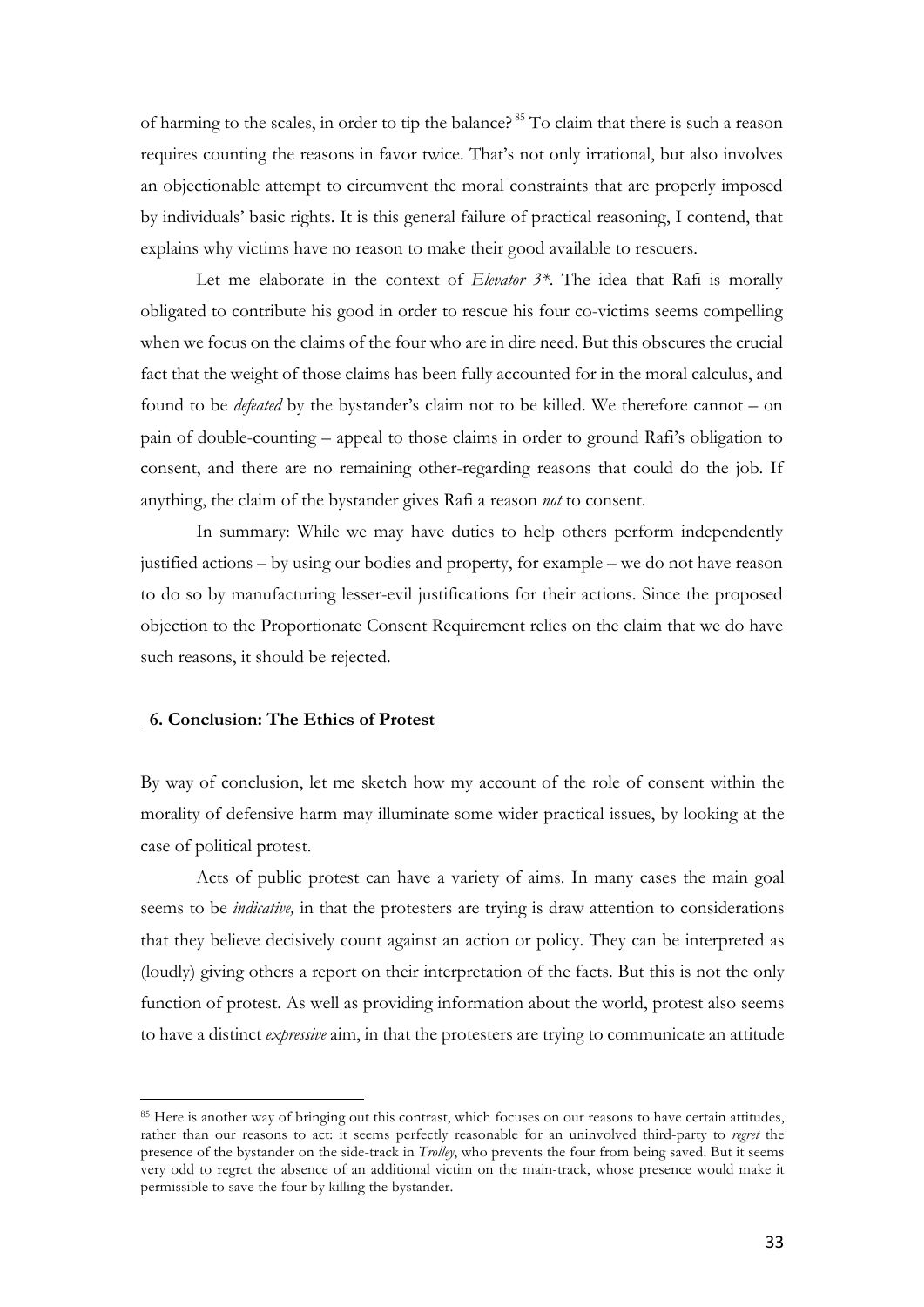of harming to the scales, in order to tip the balance?[85] To claim that there is such a reason requires counting the reasons in favor twice. That's not only irrational, but also involves an objectionable attempt to circumvent the moral constraints that are properly imposed by individuals' basic rights. It is this general failure of practical reasoning, I contend, that explains why victims have no reason to make their good available to rescuers.

Let me elaborate in the context of *Elevator 3\**. The idea that Rafi is morally obligated to contribute his good in order to rescue his four co-victims seems compelling when we focus on the claims of the four who are in dire need. But this obscures the crucial fact that the weight of those claims has been fully accounted for in the moral calculus, and found to be *defeated* by the bystander's claim not to be killed. We therefore cannot – on pain of double-counting – appeal to those claims in order to ground Rafi's obligation to consent, and there are no remaining other-regarding reasons that could do the job. If anything, the claim of the bystander gives Rafi a reason *not* to consent.

In summary: While we may have duties to help others perform independently justified actions – by using our bodies and property, for example – we do not have reason to do so by manufacturing lesser-evil justifications for their actions. Since the proposed objection to the Proportionate Consent Requirement relies on the claim that we do have such reasons, it should be rejected.

## 6. Conclusion: The Ethics of Protest

By way of conclusion, let me sketch how my account of the role of consent within the morality of defensive harm may illuminate some wider practical issues, by looking at the case of political protest.

Acts of public protest can have a variety of aims. In many cases the main goal seems to be *indicative,* in that the protesters are trying is draw attention to considerations that they believe decisively count against an action or policy. They can be interpreted as (loudly) giving others a report on their interpretation of the facts. But this is not the only function of protest. As well as providing information about the world, protest also seems to have a distinct *expressive* aim, in that the protesters are trying to communicate an attitude

[85] Here is another way of bringing out this contrast, which focuses on our reasons to have certain attitudes, rather than our reasons to act: it seems perfectly reasonable for an uninvolved third-party to *regret* the presence of the bystander on the side-track in *Trolley*, who prevents the four from being saved. But it seems very odd to regret the absence of an additional victim on the main-track, whose presence would make it permissible to save the four by killing the bystander.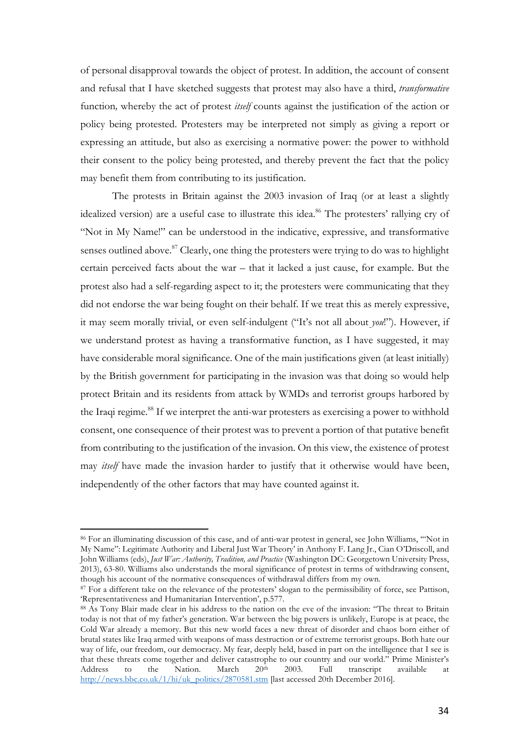of personal disapproval towards the object of protest. In addition, the account of consent and refusal that I have sketched suggests that protest may also have a third, *transformative* function, whereby the act of protest *itself* counts against the justification of the action or policy being protested. Protesters may be interpreted not simply as giving a report or expressing an attitude, but also as exercising a normative power: the power to withhold their consent to the policy being protested, and thereby prevent the fact that the policy may benefit them from contributing to its justification.

The protests in Britain against the 2003 invasion of Iraq (or at least a slightly idealized version) are a useful case to illustrate this idea.[86] The protesters' rallying cry of "Not in My Name!" can be understood in the indicative, expressive, and transformative senses outlined above.[87] Clearly, one thing the protesters were trying to do was to highlight certain perceived facts about the war – that it lacked a just cause, for example. But the protest also had a self-regarding aspect to it; the protesters were communicating that they did not endorse the war being fought on their behalf. If we treat this as merely expressive, it may seem morally trivial, or even self-indulgent ("It's not all about *you*!"). However, if we understand protest as having a transformative function, as I have suggested, it may have considerable moral significance. One of the main justifications given (at least initially) by the British government for participating in the invasion was that doing so would help protect Britain and its residents from attack by WMDs and terrorist groups harbored by the Iraqi regime.[88] If we interpret the anti-war protesters as exercising a power to withhold consent, one consequence of their protest was to prevent a portion of that putative benefit from contributing to the justification of the invasion. On this view, the existence of protest may *itself* have made the invasion harder to justify that it otherwise would have been, independently of the other factors that may have counted against it.

---

[86] For an illuminating discussion of this case, and of anti-war protest in general, see John Williams, '"Not in My Name": Legitimate Authority and Liberal Just War Theory' in Anthony F. Lang Jr., Cian O'Driscoll, and John Williams (eds), *Just War: Authority, Tradition, and Practice* (Washington DC: Georgetown University Press, 2013), 63-80. Williams also understands the moral significance of protest in terms of withdrawing consent, though his account of the normative consequences of withdrawal differs from my own.

[87] For a different take on the relevance of the protesters' slogan to the permissibility of force, see Pattison, 'Representativeness and Humanitarian Intervention', p.577.

[88] As Tony Blair made clear in his address to the nation on the eve of the invasion: "The threat to Britain today is not that of my father's generation. War between the big powers is unlikely, Europe is at peace, the Cold War already a memory. But this new world faces a new threat of disorder and chaos born either of brutal states like Iraq armed with weapons of mass destruction or of extreme terrorist groups. Both hate our way of life, our freedom, our democracy. My fear, deeply held, based in part on the intelligence that I see is that these threats come together and deliver catastrophe to our country and our world." Prime Minister's Address to the Nation. March 20th 2003. Full transcript available at http://news.bbc.co.uk/1/hi/uk_politics/2870581.stm [last accessed 20th December 2016].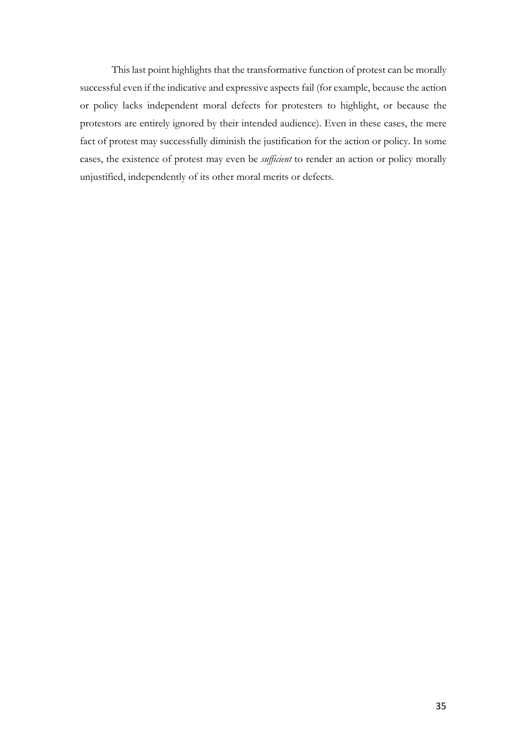This last point highlights that the transformative function of protest can be morally successful even if the indicative and expressive aspects fail (for example, because the action or policy lacks independent moral defects for protesters to highlight, or because the protestors are entirely ignored by their intended audience). Even in these cases, the mere fact of protest may successfully diminish the justification for the action or policy. In some cases, the existence of protest may even be *sufficient* to render an action or policy morally unjustified, independently of its other moral merits or defects.